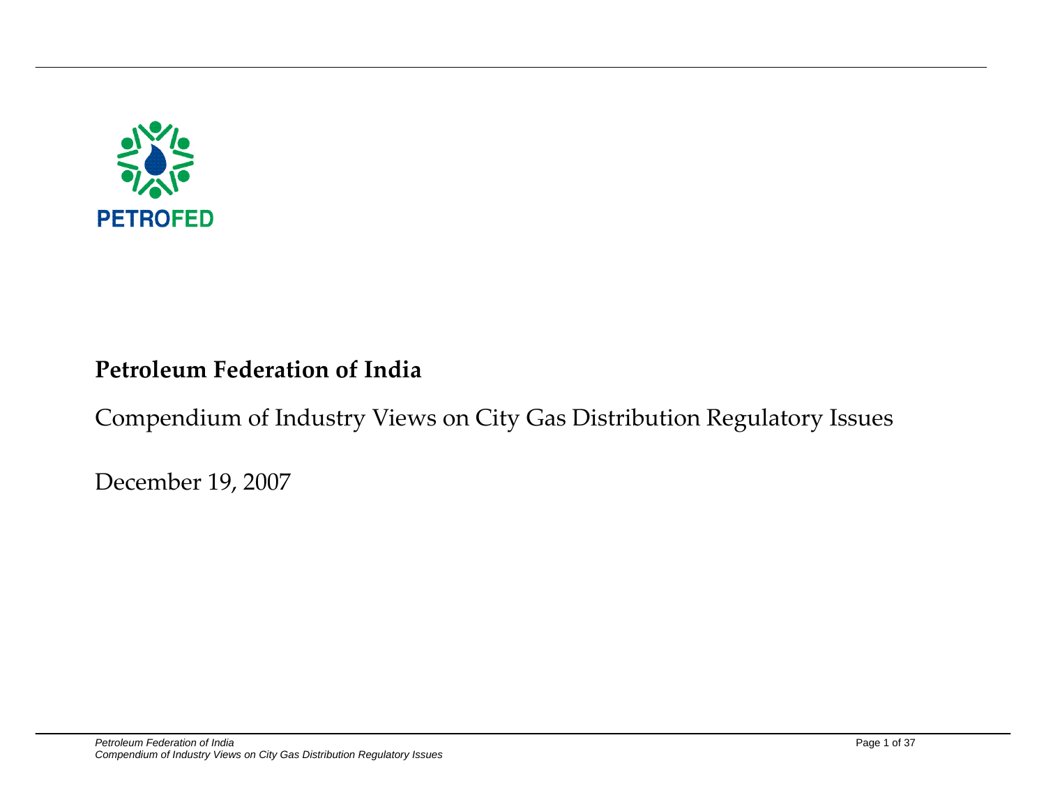PETROFED

# Petroleum Federation of India

## Compendium of Industry Views on City Gas Distribution Regulatory Issues

December 19, 2007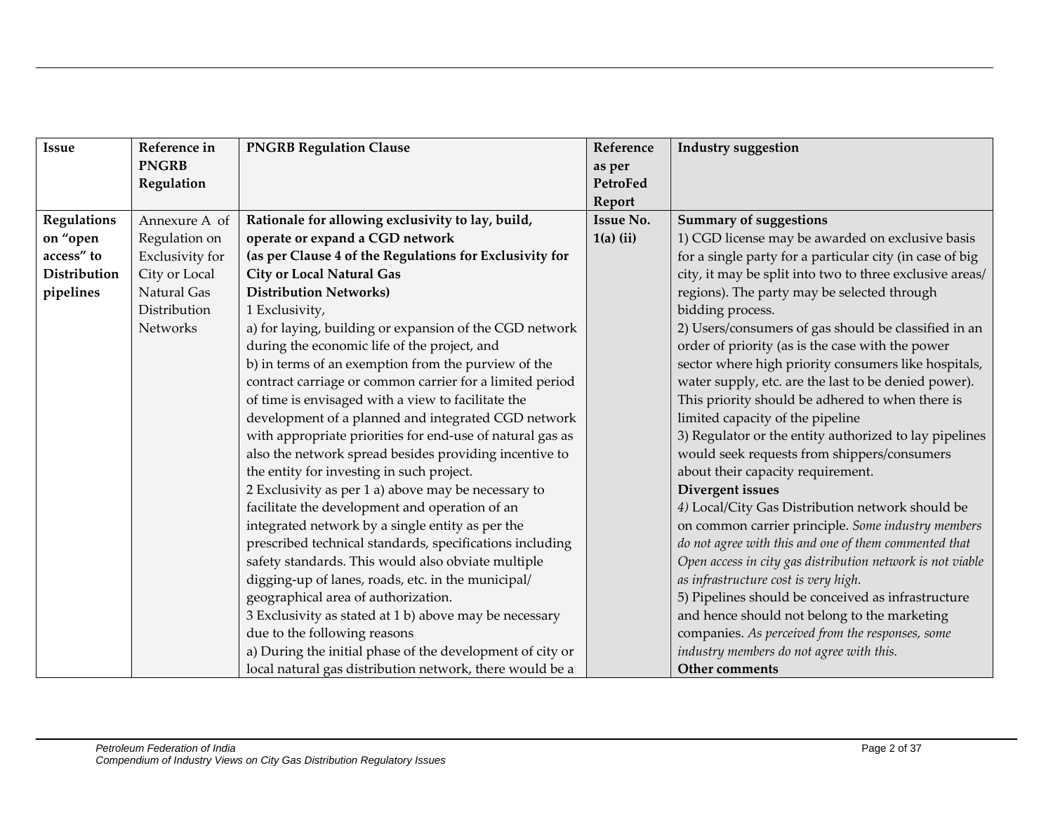| Issue | Reference in PNGRB Regulation | PNGRB Regulation Clause | Reference as per PetroFed Report | Industry suggestion |
|---|---|---|---|---|
| **Regulations on "open access" to Distribution pipelines** | Annexure A of Regulation on Exclusivity for City or Local Natural Gas Distribution Networks | **Rationale for allowing exclusivity to lay, build, operate or expand a CGD network (as per Clause 4 of the Regulations for Exclusivity for City or Local Natural Gas Distribution Networks)**<br>1 Exclusivity,<br>a) for laying, building or expansion of the CGD network during the economic life of the project, and<br>b) in terms of an exemption from the purview of the contract carriage or common carrier for a limited period of time is envisaged with a view to facilitate the development of a planned and integrated CGD network with appropriate priorities for end-use of natural gas as also the network spread besides providing incentive to the entity for investing in such project.<br>2 Exclusivity as per 1 a) above may be necessary to facilitate the development and operation of an integrated network by a single entity as per the prescribed technical standards, specifications including safety standards. This would also obviate multiple digging-up of lanes, roads, etc. in the municipal/ geographical area of authorization.<br>3 Exclusivity as stated at 1 b) above may be necessary due to the following reasons<br>a) During the initial phase of the development of city or local natural gas distribution network, there would be a | **Issue No. 1(a) (ii)** | **Summary of suggestions**<br>1) CGD license may be awarded on exclusive basis for a single party for a particular city (in case of big city, it may be split into two to three exclusive areas/ regions). The party may be selected through bidding process.<br>2) Users/consumers of gas should be classified in an order of priority (as is the case with the power sector where high priority consumers like hospitals, water supply, etc. are the last to be denied power). This priority should be adhered to when there is limited capacity of the pipeline<br>3) Regulator or the entity authorized to lay pipelines would seek requests from shippers/consumers about their capacity requirement.<br>**Divergent issues**<br>*4)* Local/City Gas Distribution network should be on common carrier principle. *Some industry members do not agree with this and one of them commented that Open access in city gas distribution network is not viable as infrastructure cost is very high.*<br>5) Pipelines should be conceived as infrastructure and hence should not belong to the marketing companies. *As perceived from the responses, some industry members do not agree with this.*<br>**Other comments** |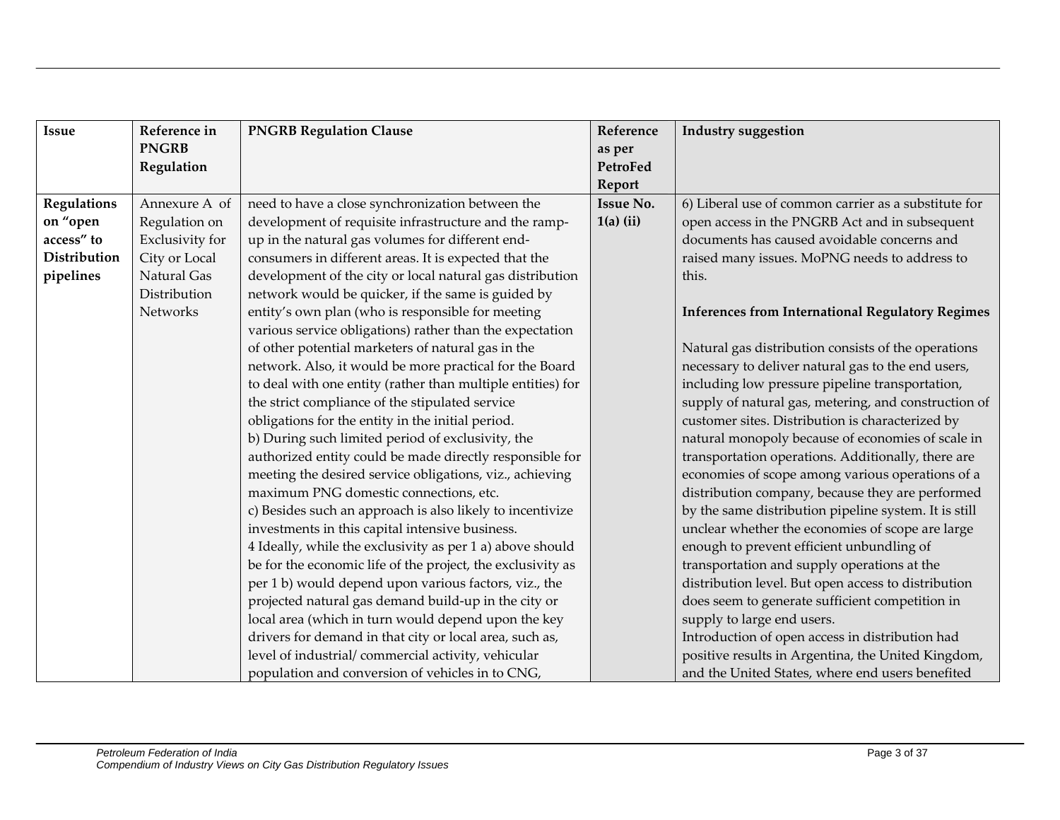| Issue | Reference in PNGRB Regulation | PNGRB Regulation Clause | Reference as per PetroFed Report | Industry suggestion |
|---|---|---|---|---|
| **Regulations on "open access" to Distribution pipelines** | Annexure A of Regulation on Exclusivity for City or Local Natural Gas Distribution Networks | need to have a close synchronization between the development of requisite infrastructure and the ramp-up in the natural gas volumes for different end-consumers in different areas. It is expected that the development of the city or local natural gas distribution network would be quicker, if the same is guided by entity's own plan (who is responsible for meeting various service obligations) rather than the expectation of other potential marketers of natural gas in the network. Also, it would be more practical for the Board to deal with one entity (rather than multiple entities) for the strict compliance of the stipulated service obligations for the entity in the initial period.<br>b) During such limited period of exclusivity, the authorized entity could be made directly responsible for meeting the desired service obligations, viz., achieving maximum PNG domestic connections, etc.<br>c) Besides such an approach is also likely to incentivize investments in this capital intensive business.<br>4 Ideally, while the exclusivity as per 1 a) above should be for the economic life of the project, the exclusivity as per 1 b) would depend upon various factors, viz., the projected natural gas demand build-up in the city or local area (which in turn would depend upon the key drivers for demand in that city or local area, such as, level of industrial/ commercial activity, vehicular population and conversion of vehicles in to CNG, | **Issue No. 1(a) (ii)** | 6) Liberal use of common carrier as a substitute for open access in the PNGRB Act and in subsequent documents has caused avoidable concerns and raised many issues. MoPNG needs to address to this.<br><br>**Inferences from International Regulatory Regimes**<br><br>Natural gas distribution consists of the operations necessary to deliver natural gas to the end users, including low pressure pipeline transportation, supply of natural gas, metering, and construction of customer sites. Distribution is characterized by natural monopoly because of economies of scale in transportation operations. Additionally, there are economies of scope among various operations of a distribution company, because they are performed by the same distribution pipeline system. It is still unclear whether the economies of scope are large enough to prevent efficient unbundling of transportation and supply operations at the distribution level. But open access to distribution does seem to generate sufficient competition in supply to large end users.<br>Introduction of open access in distribution had positive results in Argentina, the United Kingdom, and the United States, where end users benefited |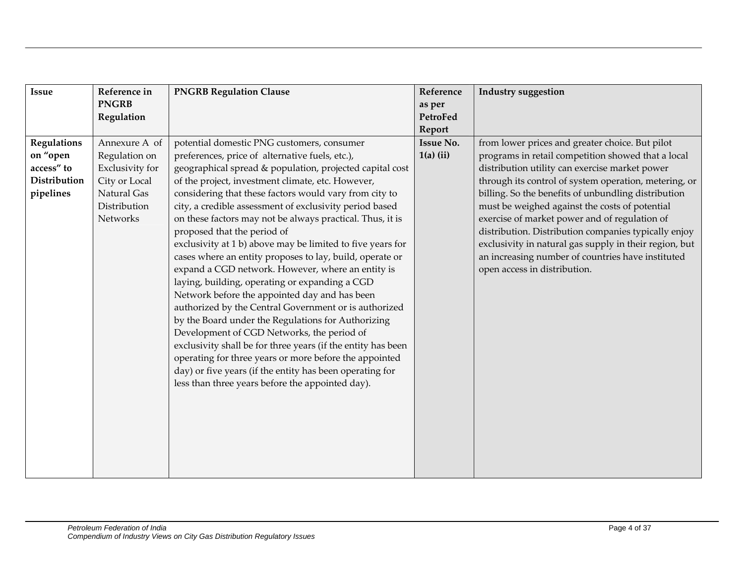| Issue | Reference in PNGRB Regulation | PNGRB Regulation Clause | Reference as per PetroFed Report | Industry suggestion |
|---|---|---|---|---|
| **Regulations on "open access" to Distribution pipelines** | Annexure A of Regulation on Exclusivity for City or Local Natural Gas Distribution Networks | potential domestic PNG customers, consumer preferences, price of alternative fuels, etc.), geographical spread & population, projected capital cost of the project, investment climate, etc. However, considering that these factors would vary from city to city, a credible assessment of exclusivity period based on these factors may not be always practical. Thus, it is proposed that the period of exclusivity at 1 b) above may be limited to five years for cases where an entity proposes to lay, build, operate or expand a CGD network. However, where an entity is laying, building, operating or expanding a CGD Network before the appointed day and has been authorized by the Central Government or is authorized by the Board under the Regulations for Authorizing Development of CGD Networks, the period of exclusivity shall be for three years (if the entity has been operating for three years or more before the appointed day) or five years (if the entity has been operating for less than three years before the appointed day). | **Issue No. 1(a) (ii)** | from lower prices and greater choice. But pilot programs in retail competition showed that a local distribution utility can exercise market power through its control of system operation, metering, or billing. So the benefits of unbundling distribution must be weighed against the costs of potential exercise of market power and of regulation of distribution. Distribution companies typically enjoy exclusivity in natural gas supply in their region, but an increasing number of countries have instituted open access in distribution. |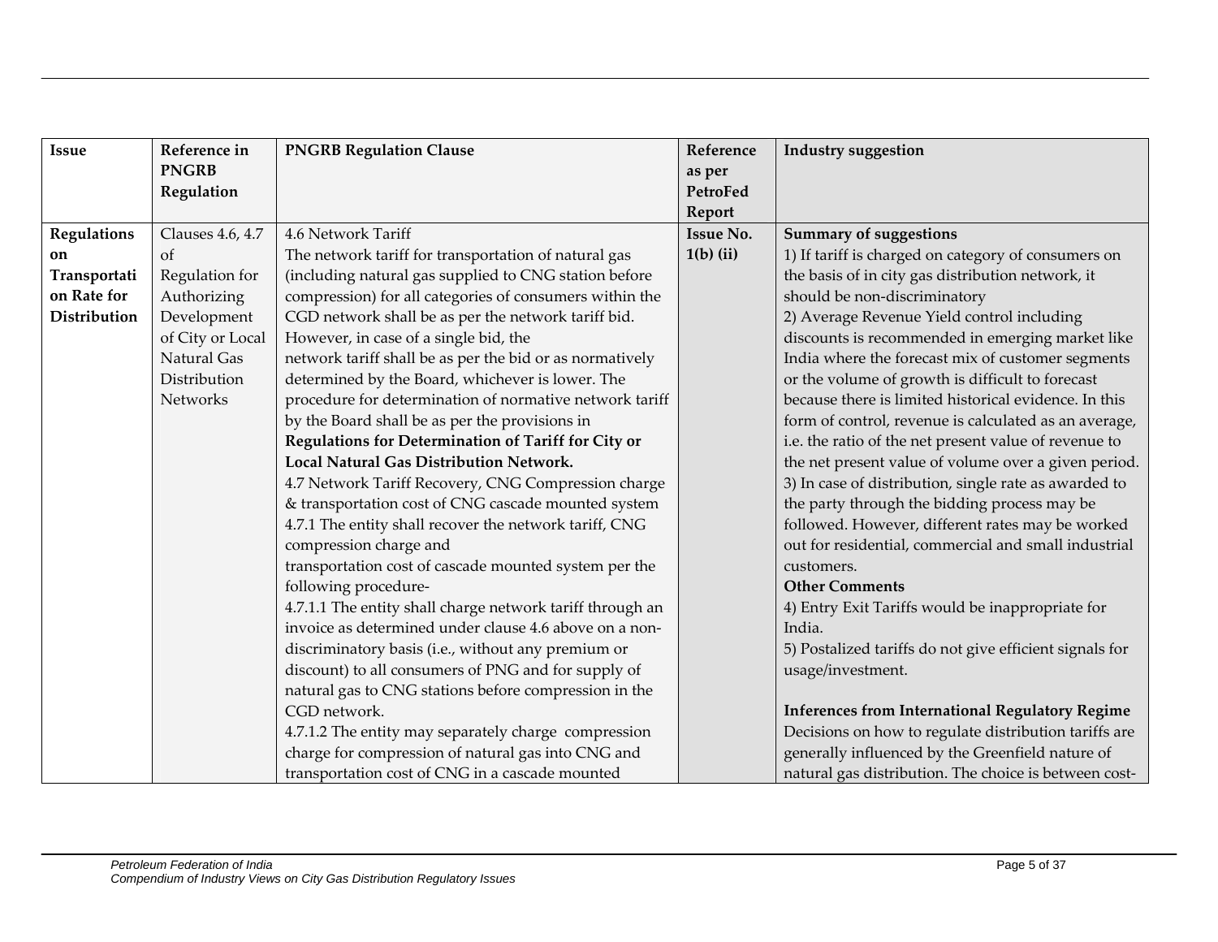| Issue | Reference in PNGRB Regulation | PNGRB Regulation Clause | Reference as per PetroFed Report | Industry suggestion |
|---|---|---|---|---|
| **Regulations on Transportation Rate for Distribution** | Clauses 4.6, 4.7 of Regulation for Authorizing Development of City or Local Natural Gas Distribution Networks | 4.6 Network Tariff<br>The network tariff for transportation of natural gas (including natural gas supplied to CNG station before compression) for all categories of consumers within the CGD network shall be as per the network tariff bid. However, in case of a single bid, the network tariff shall be as per the bid or as normatively determined by the Board, whichever is lower. The procedure for determination of normative network tariff by the Board shall be as per the provisions in **Regulations for Determination of Tariff for City or Local Natural Gas Distribution Network.**<br>4.7 Network Tariff Recovery, CNG Compression charge & transportation cost of CNG cascade mounted system<br>4.7.1 The entity shall recover the network tariff, CNG compression charge and transportation cost of cascade mounted system per the following procedure-<br>4.7.1.1 The entity shall charge network tariff through an invoice as determined under clause 4.6 above on a non-discriminatory basis (i.e., without any premium or discount) to all consumers of PNG and for supply of natural gas to CNG stations before compression in the CGD network.<br>4.7.1.2 The entity may separately charge compression charge for compression of natural gas into CNG and transportation cost of CNG in a cascade mounted | **Issue No. 1(b) (ii)** | **Summary of suggestions**<br>1) If tariff is charged on category of consumers on the basis of in city gas distribution network, it should be non-discriminatory<br>2) Average Revenue Yield control including discounts is recommended in emerging market like India where the forecast mix of customer segments or the volume of growth is difficult to forecast because there is limited historical evidence. In this form of control, revenue is calculated as an average, i.e. the ratio of the net present value of revenue to the net present value of volume over a given period.<br>3) In case of distribution, single rate as awarded to the party through the bidding process may be followed. However, different rates may be worked out for residential, commercial and small industrial customers.<br>**Other Comments**<br>4) Entry Exit Tariffs would be inappropriate for India.<br>5) Postalized tariffs do not give efficient signals for usage/investment.<br><br>**Inferences from International Regulatory Regime**<br>Decisions on how to regulate distribution tariffs are generally influenced by the Greenfield nature of natural gas distribution. The choice is between cost- |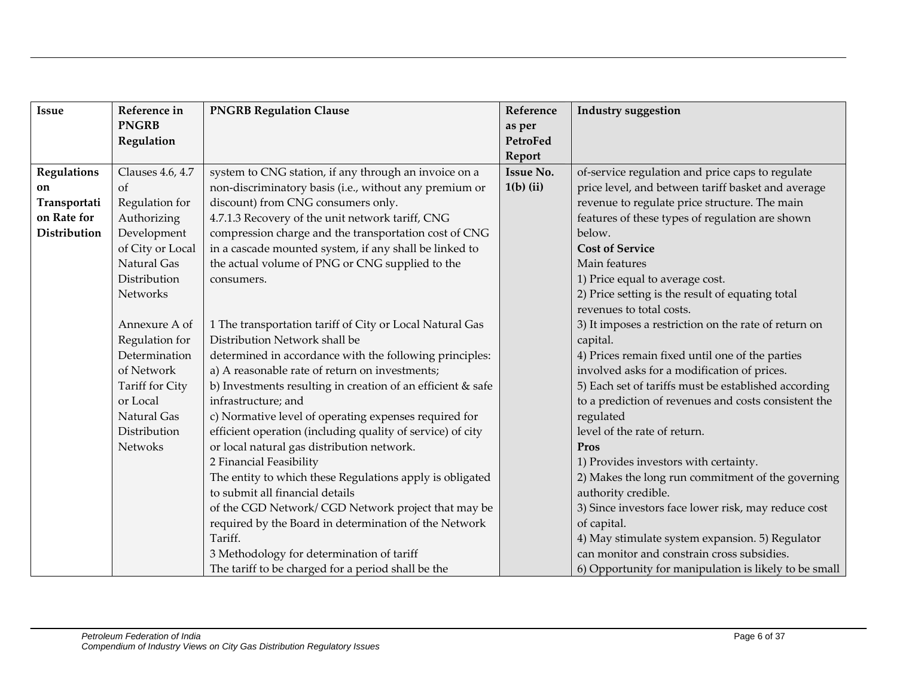| Issue | Reference in PNGRB Regulation | PNGRB Regulation Clause | Reference as per PetroFed Report | Industry suggestion |
|---|---|---|---|---|
| **Regulations on Transportation Rate for Distribution** | Clauses 4.6, 4.7 of Regulation for Authorizing Development of City or Local Natural Gas Distribution Networks<br><br>Annexure A of Regulation for Determination of Network Tariff for City or Local Natural Gas Distribution Netwoks | system to CNG station, if any through an invoice on a non-discriminatory basis (i.e., without any premium or discount) from CNG consumers only.<br>4.7.1.3 Recovery of the unit network tariff, CNG compression charge and the transportation cost of CNG in a cascade mounted system, if any shall be linked to the actual volume of PNG or CNG supplied to the consumers.<br><br>1 The transportation tariff of City or Local Natural Gas Distribution Network shall be determined in accordance with the following principles:<br>a) A reasonable rate of return on investments;<br>b) Investments resulting in creation of an efficient & safe infrastructure; and<br>c) Normative level of operating expenses required for efficient operation (including quality of service) of city or local natural gas distribution network.<br>2 Financial Feasibility<br>The entity to which these Regulations apply is obligated to submit all financial details of the CGD Network/ CGD Network project that may be required by the Board in determination of the Network Tariff.<br>3 Methodology for determination of tariff<br>The tariff to be charged for a period shall be the | **Issue No. 1(b) (ii)** | of-service regulation and price caps to regulate price level, and between tariff basket and average revenue to regulate price structure. The main features of these types of regulation are shown below.<br>**Cost of Service**<br>Main features<br>1) Price equal to average cost.<br>2) Price setting is the result of equating total revenues to total costs.<br>3) It imposes a restriction on the rate of return on capital.<br>4) Prices remain fixed until one of the parties involved asks for a modification of prices.<br>5) Each set of tariffs must be established according to a prediction of revenues and costs consistent the regulated level of the rate of return.<br>**Pros**<br>1) Provides investors with certainty.<br>2) Makes the long run commitment of the governing authority credible.<br>3) Since investors face lower risk, may reduce cost of capital.<br>4) May stimulate system expansion. 5) Regulator can monitor and constrain cross subsidies.<br>6) Opportunity for manipulation is likely to be small |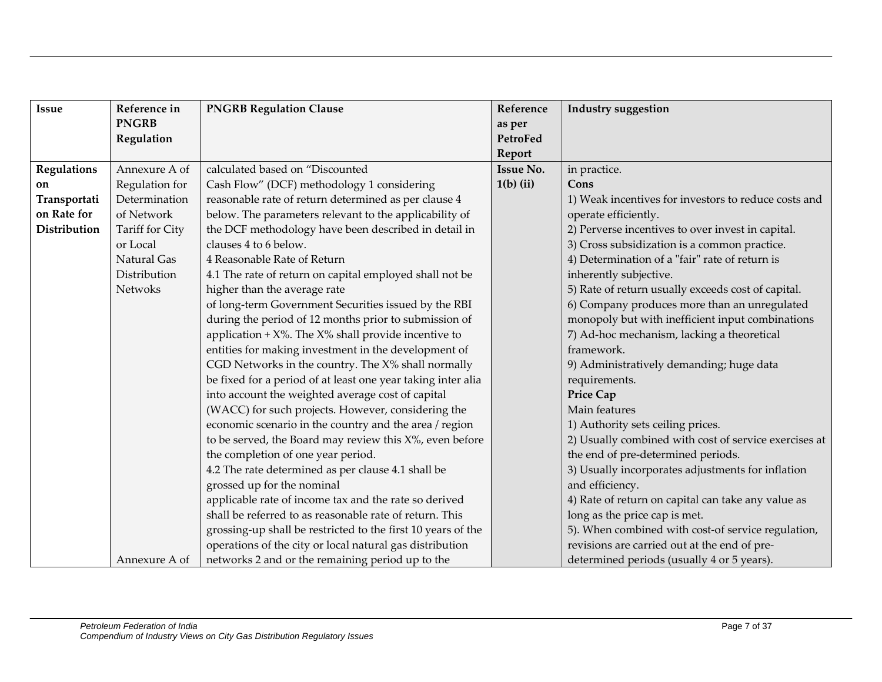| Issue | Reference in PNGRB Regulation | PNGRB Regulation Clause | Reference as per PetroFed Report | Industry suggestion |
|---|---|---|---|---|
| **Regulations on Transportation Rate for Distribution** | Annexure A of Regulation for Determination of Network Tariff for City or Local Natural Gas Distribution Netwoks<br><br>Annexure A of | calculated based on "Discounted Cash Flow" (DCF) methodology 1 considering reasonable rate of return determined as per clause 4 below. The parameters relevant to the applicability of the DCF methodology have been described in detail in clauses 4 to 6 below.<br>4 Reasonable Rate of Return<br>4.1 The rate of return on capital employed shall not be higher than the average rate of long-term Government Securities issued by the RBI during the period of 12 months prior to submission of application + X%. The X% shall provide incentive to entities for making investment in the development of CGD Networks in the country. The X% shall normally be fixed for a period of at least one year taking inter alia into account the weighted average cost of capital (WACC) for such projects. However, considering the economic scenario in the country and the area / region to be served, the Board may review this X%, even before the completion of one year period.<br>4.2 The rate determined as per clause 4.1 shall be grossed up for the nominal applicable rate of income tax and the rate so derived shall be referred to as reasonable rate of return. This grossing-up shall be restricted to the first 10 years of the operations of the city or local natural gas distribution networks 2 and or the remaining period up to the | **Issue No. 1(b) (ii)** | in practice.<br>**Cons**<br>1) Weak incentives for investors to reduce costs and operate efficiently.<br>2) Perverse incentives to over invest in capital.<br>3) Cross subsidization is a common practice.<br>4) Determination of a "fair" rate of return is inherently subjective.<br>5) Rate of return usually exceeds cost of capital.<br>6) Company produces more than an unregulated monopoly but with inefficient input combinations<br>7) Ad-hoc mechanism, lacking a theoretical framework.<br>9) Administratively demanding; huge data requirements.<br>**Price Cap**<br>Main features<br>1) Authority sets ceiling prices.<br>2) Usually combined with cost of service exercises at the end of pre-determined periods.<br>3) Usually incorporates adjustments for inflation and efficiency.<br>4) Rate of return on capital can take any value as long as the price cap is met.<br>5). When combined with cost-of service regulation, revisions are carried out at the end of pre-determined periods (usually 4 or 5 years). |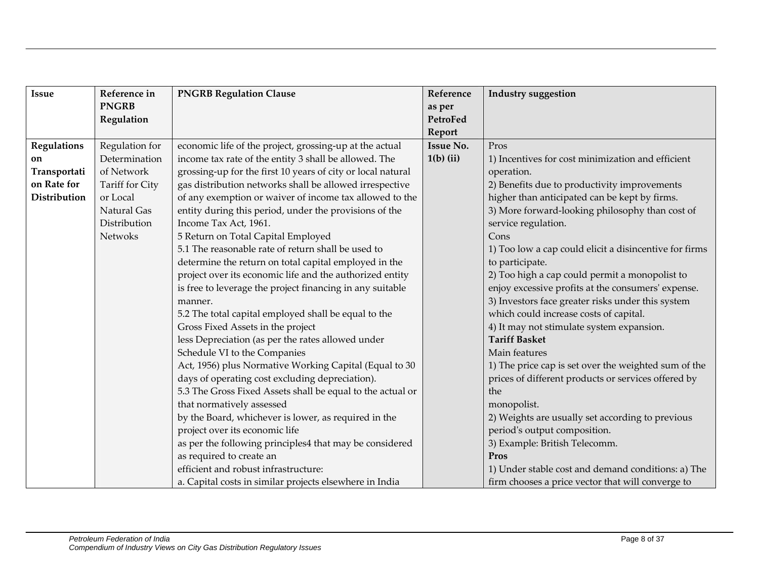| Issue | Reference in PNGRB Regulation | PNGRB Regulation Clause | Reference as per PetroFed Report | Industry suggestion |
|---|---|---|---|---|
| **Regulations on Transportation Rate for Distribution** | Regulation for Determination of Network Tariff for City or Local Natural Gas Distribution Netwoks | economic life of the project, grossing-up at the actual income tax rate of the entity 3 shall be allowed. The grossing-up for the first 10 years of city or local natural gas distribution networks shall be allowed irrespective of any exemption or waiver of income tax allowed to the entity during this period, under the provisions of the Income Tax Act, 1961.<br>5 Return on Total Capital Employed<br>5.1 The reasonable rate of return shall be used to determine the return on total capital employed in the project over its economic life and the authorized entity is free to leverage the project financing in any suitable manner.<br>5.2 The total capital employed shall be equal to the Gross Fixed Assets in the project<br>less Depreciation (as per the rates allowed under Schedule VI to the Companies<br>Act, 1956) plus Normative Working Capital (Equal to 30 days of operating cost excluding depreciation).<br>5.3 The Gross Fixed Assets shall be equal to the actual or that normatively assessed<br>by the Board, whichever is lower, as required in the project over its economic life<br>as per the following principles4 that may be considered as required to create an<br>efficient and robust infrastructure:<br>a. Capital costs in similar projects elsewhere in India | **Issue No. 1(b) (ii)** | Pros<br>1) Incentives for cost minimization and efficient operation.<br>2) Benefits due to productivity improvements higher than anticipated can be kept by firms.<br>3) More forward-looking philosophy than cost of service regulation.<br>Cons<br>1) Too low a cap could elicit a disincentive for firms to participate.<br>2) Too high a cap could permit a monopolist to enjoy excessive profits at the consumers' expense.<br>3) Investors face greater risks under this system which could increase costs of capital.<br>4) It may not stimulate system expansion.<br>**Tariff Basket**<br>Main features<br>1) The price cap is set over the weighted sum of the prices of different products or services offered by the<br>monopolist.<br>2) Weights are usually set according to previous period's output composition.<br>3) Example: British Telecomm.<br>**Pros**<br>1) Under stable cost and demand conditions: a) The firm chooses a price vector that will converge to |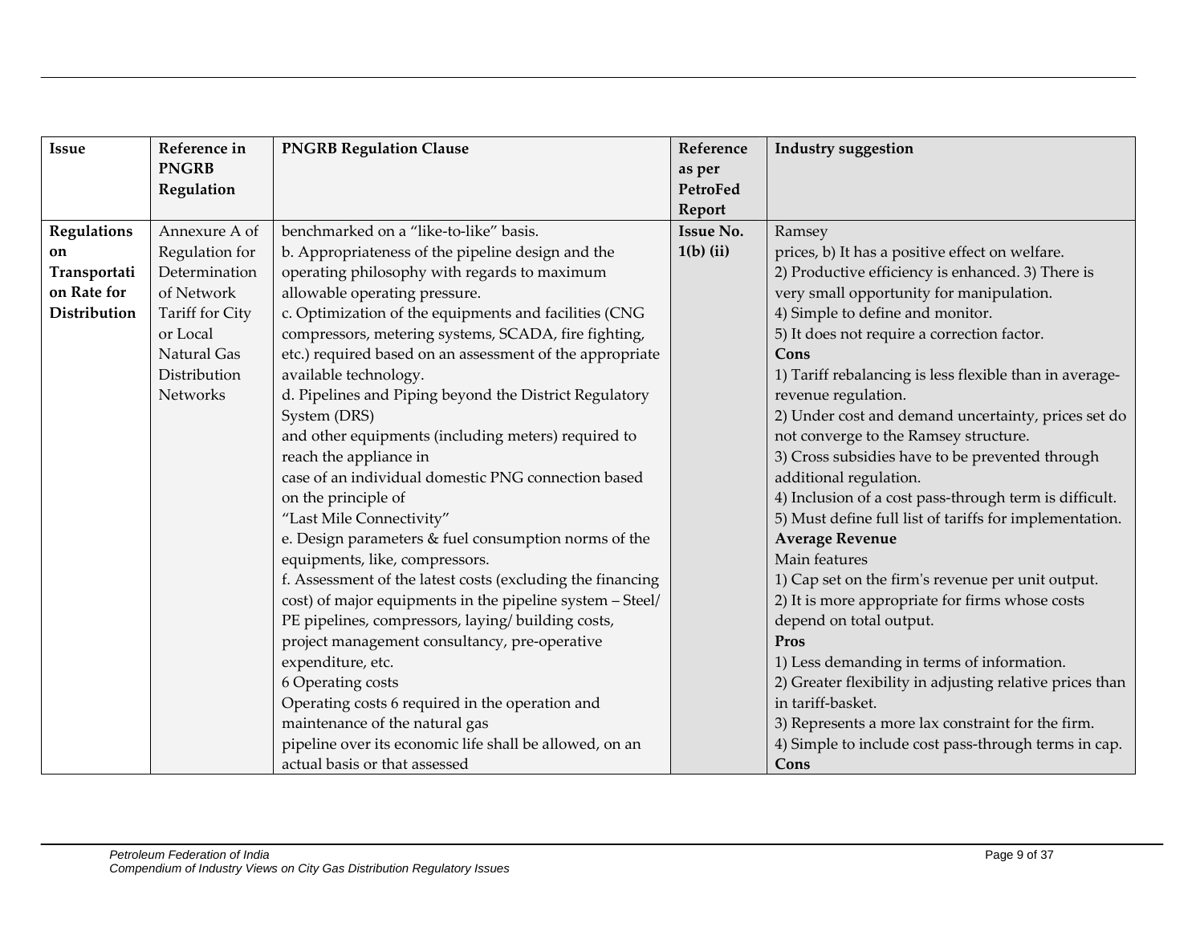| Issue | Reference in PNGRB Regulation | PNGRB Regulation Clause | Reference as per PetroFed Report | Industry suggestion |
|---|---|---|---|---|
| **Regulations on Transportation Rate for Distribution** | Annexure A of Regulation for Determination of Network Tariff for City or Local Natural Gas Distribution Networks | benchmarked on a "like-to-like" basis.<br>b. Appropriateness of the pipeline design and the operating philosophy with regards to maximum allowable operating pressure.<br>c. Optimization of the equipments and facilities (CNG compressors, metering systems, SCADA, fire fighting, etc.) required based on an assessment of the appropriate available technology.<br>d. Pipelines and Piping beyond the District Regulatory System (DRS)<br>and other equipments (including meters) required to reach the appliance in<br>case of an individual domestic PNG connection based on the principle of<br>"Last Mile Connectivity"<br>e. Design parameters & fuel consumption norms of the equipments, like, compressors.<br>f. Assessment of the latest costs (excluding the financing cost) of major equipments in the pipeline system – Steel/ PE pipelines, compressors, laying/ building costs, project management consultancy, pre-operative expenditure, etc.<br>6 Operating costs<br>Operating costs 6 required in the operation and maintenance of the natural gas<br>pipeline over its economic life shall be allowed, on an actual basis or that assessed | **Issue No. 1(b) (ii)** | Ramsey<br>prices, b) It has a positive effect on welfare.<br>2) Productive efficiency is enhanced. 3) There is very small opportunity for manipulation.<br>4) Simple to define and monitor.<br>5) It does not require a correction factor.<br>**Cons**<br>1) Tariff rebalancing is less flexible than in average-revenue regulation.<br>2) Under cost and demand uncertainty, prices set do not converge to the Ramsey structure.<br>3) Cross subsidies have to be prevented through additional regulation.<br>4) Inclusion of a cost pass-through term is difficult.<br>5) Must define full list of tariffs for implementation.<br>**Average Revenue**<br>Main features<br>1) Cap set on the firm's revenue per unit output.<br>2) It is more appropriate for firms whose costs depend on total output.<br>**Pros**<br>1) Less demanding in terms of information.<br>2) Greater flexibility in adjusting relative prices than in tariff-basket.<br>3) Represents a more lax constraint for the firm.<br>4) Simple to include cost pass-through terms in cap.<br>**Cons** |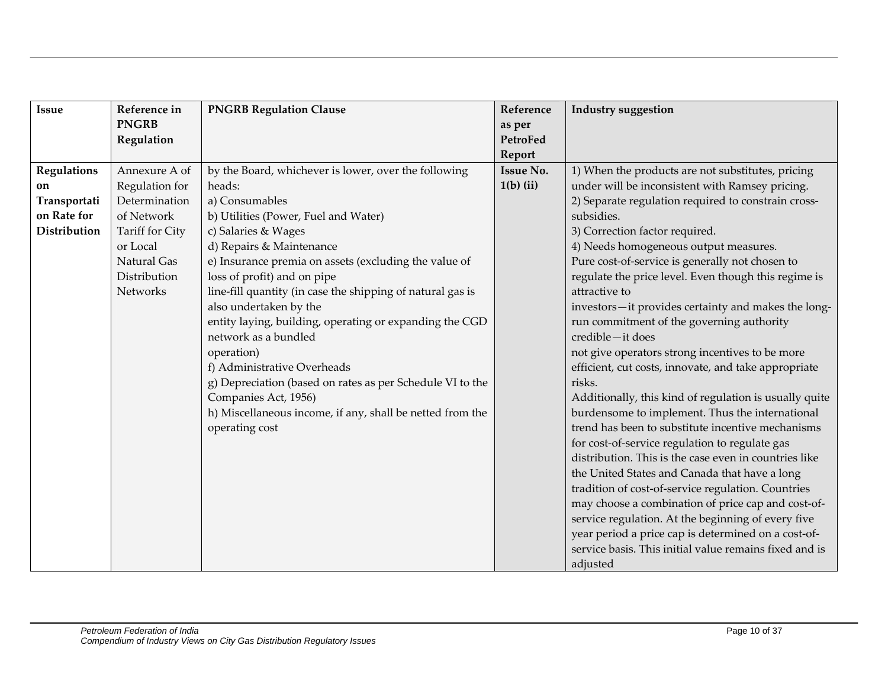| Issue | Reference in PNGRB Regulation | PNGRB Regulation Clause | Reference as per PetroFed Report | Industry suggestion |
|---|---|---|---|---|
| **Regulations on Transportation Rate for Distribution** | Annexure A of Regulation for Determination of Network Tariff for City or Local Natural Gas Distribution Networks | by the Board, whichever is lower, over the following heads:<br>a) Consumables<br>b) Utilities (Power, Fuel and Water)<br>c) Salaries & Wages<br>d) Repairs & Maintenance<br>e) Insurance premia on assets (excluding the value of loss of profit) and on pipe line-fill quantity (in case the shipping of natural gas is also undertaken by the entity laying, building, operating or expanding the CGD network as a bundled operation)<br>f) Administrative Overheads<br>g) Depreciation (based on rates as per Schedule VI to the Companies Act, 1956)<br>h) Miscellaneous income, if any, shall be netted from the operating cost | **Issue No. 1(b) (ii)** | 1) When the products are not substitutes, pricing under will be inconsistent with Ramsey pricing.<br>2) Separate regulation required to constrain cross-subsidies.<br>3) Correction factor required.<br>4) Needs homogeneous output measures.<br>Pure cost-of-service is generally not chosen to regulate the price level. Even though this regime is attractive to investors—it provides certainty and makes the long-run commitment of the governing authority credible—it does not give operators strong incentives to be more efficient, cut costs, innovate, and take appropriate risks.<br>Additionally, this kind of regulation is usually quite burdensome to implement. Thus the international trend has been to substitute incentive mechanisms for cost-of-service regulation to regulate gas distribution. This is the case even in countries like the United States and Canada that have a long tradition of cost-of-service regulation. Countries may choose a combination of price cap and cost-of-service regulation. At the beginning of every five year period a price cap is determined on a cost-of-service basis. This initial value remains fixed and is adjusted |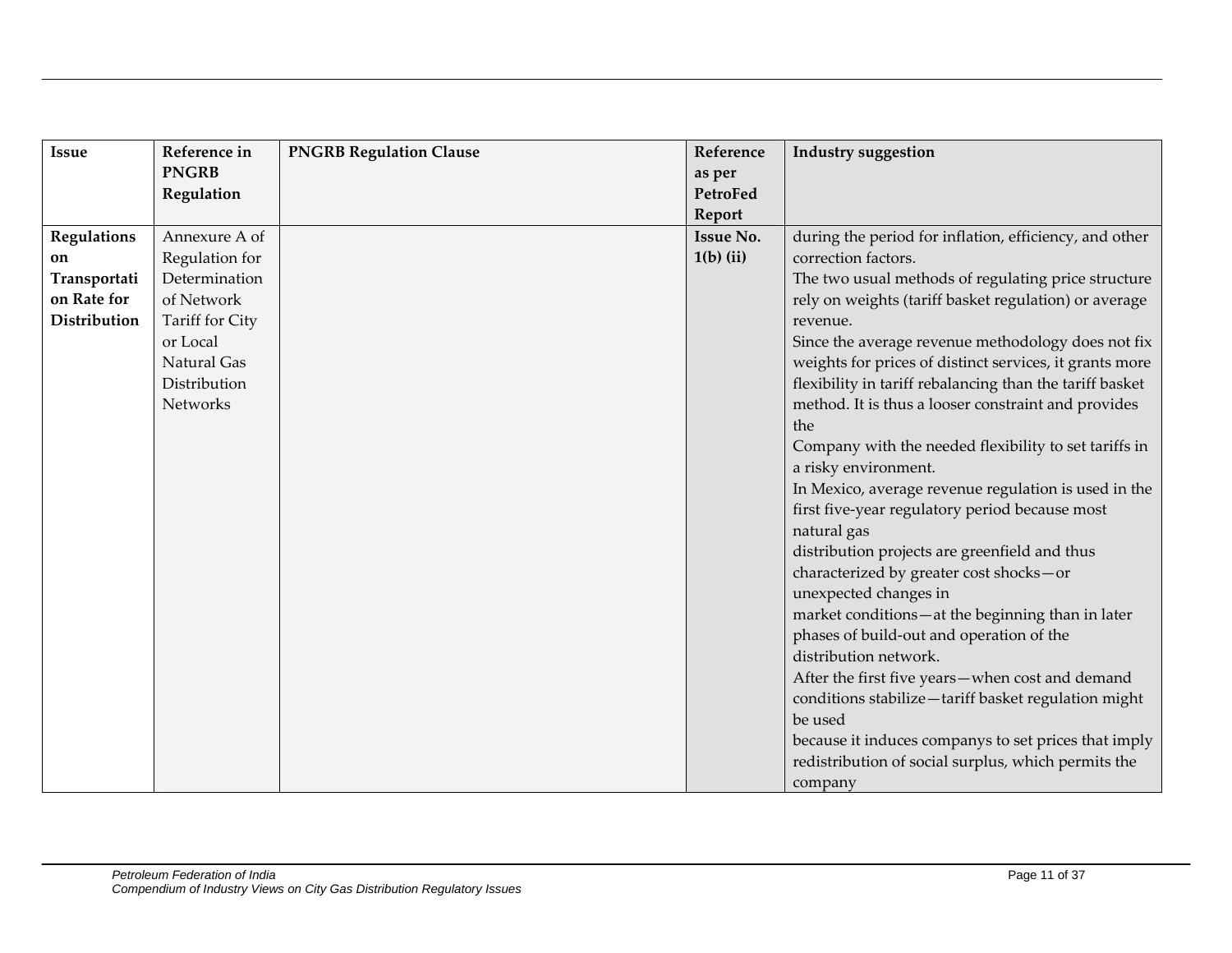| Issue | Reference in PNGRB Regulation | PNGRB Regulation Clause | Reference as per PetroFed Report | Industry suggestion |
|---|---|---|---|---|
| **Regulations on Transportation Rate for Distribution** | Annexure A of Regulation for Determination of Network Tariff for City or Local Natural Gas Distribution Networks | | **Issue No. 1(b) (ii)** | during the period for inflation, efficiency, and other correction factors.<br>The two usual methods of regulating price structure rely on weights (tariff basket regulation) or average revenue.<br>Since the average revenue methodology does not fix weights for prices of distinct services, it grants more flexibility in tariff rebalancing than the tariff basket method. It is thus a looser constraint and provides the<br>Company with the needed flexibility to set tariffs in a risky environment.<br>In Mexico, average revenue regulation is used in the first five-year regulatory period because most natural gas<br>distribution projects are greenfield and thus characterized by greater cost shocks—or unexpected changes in<br>market conditions—at the beginning than in later phases of build-out and operation of the distribution network.<br>After the first five years—when cost and demand conditions stabilize—tariff basket regulation might be used<br>because it induces companys to set prices that imply redistribution of social surplus, which permits the company |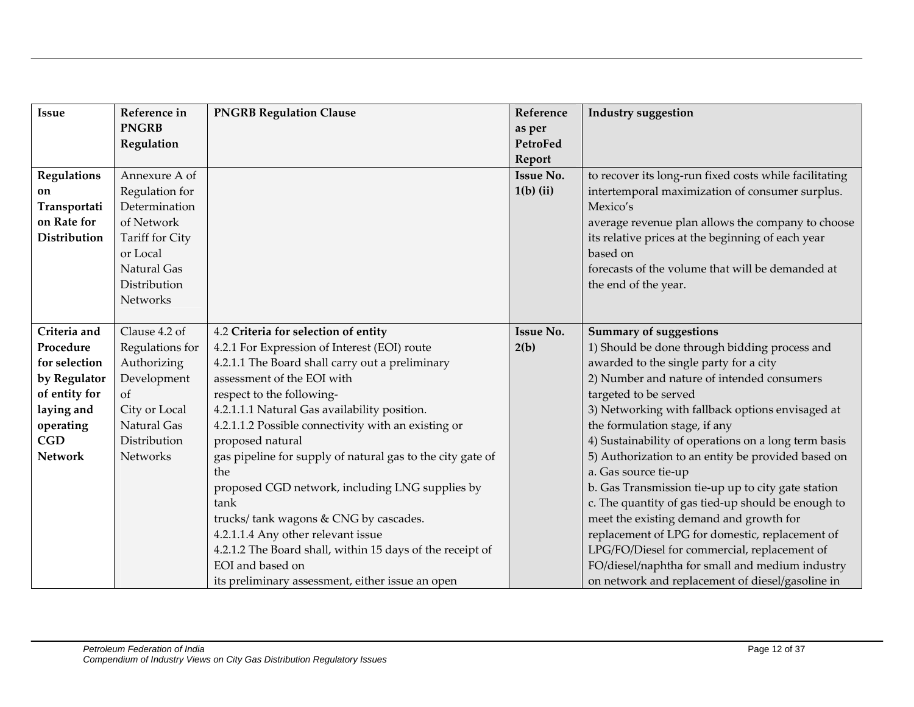| Issue | Reference in PNGRB Regulation | PNGRB Regulation Clause | Reference as per PetroFed Report | Industry suggestion |
|---|---|---|---|---|
| **Regulations on Transportation Rate for Distribution** | Annexure A of Regulation for Determination of Network Tariff for City or Local Natural Gas Distribution Networks | | **Issue No. 1(b) (ii)** | to recover its long-run fixed costs while facilitating intertemporal maximization of consumer surplus. Mexico's average revenue plan allows the company to choose its relative prices at the beginning of each year based on forecasts of the volume that will be demanded at the end of the year. |
| **Criteria and Procedure for selection by Regulator of entity for laying and operating CGD Network** | Clause 4.2 of Regulations for Authorizing Development of City or Local Natural Gas Distribution Networks | 4.2 **Criteria for selection of entity**<br>4.2.1 For Expression of Interest (EOI) route<br>4.2.1.1 The Board shall carry out a preliminary assessment of the EOI with respect to the following-<br>4.2.1.1.1 Natural Gas availability position.<br>4.2.1.1.2 Possible connectivity with an existing or proposed natural gas pipeline for supply of natural gas to the city gate of the proposed CGD network, including LNG supplies by tank trucks/ tank wagons & CNG by cascades.<br>4.2.1.1.4 Any other relevant issue<br>4.2.1.2 The Board shall, within 15 days of the receipt of EOI and based on its preliminary assessment, either issue an open | **Issue No. 2(b)** | **Summary of suggestions**<br>1) Should be done through bidding process and awarded to the single party for a city<br>2) Number and nature of intended consumers targeted to be served<br>3) Networking with fallback options envisaged at the formulation stage, if any<br>4) Sustainability of operations on a long term basis<br>5) Authorization to an entity be provided based on<br>a. Gas source tie-up<br>b. Gas Transmission tie-up up to city gate station<br>c. The quantity of gas tied-up should be enough to meet the existing demand and growth for replacement of LPG for domestic, replacement of LPG/FO/Diesel for commercial, replacement of FO/diesel/naphtha for small and medium industry on network and replacement of diesel/gasoline in |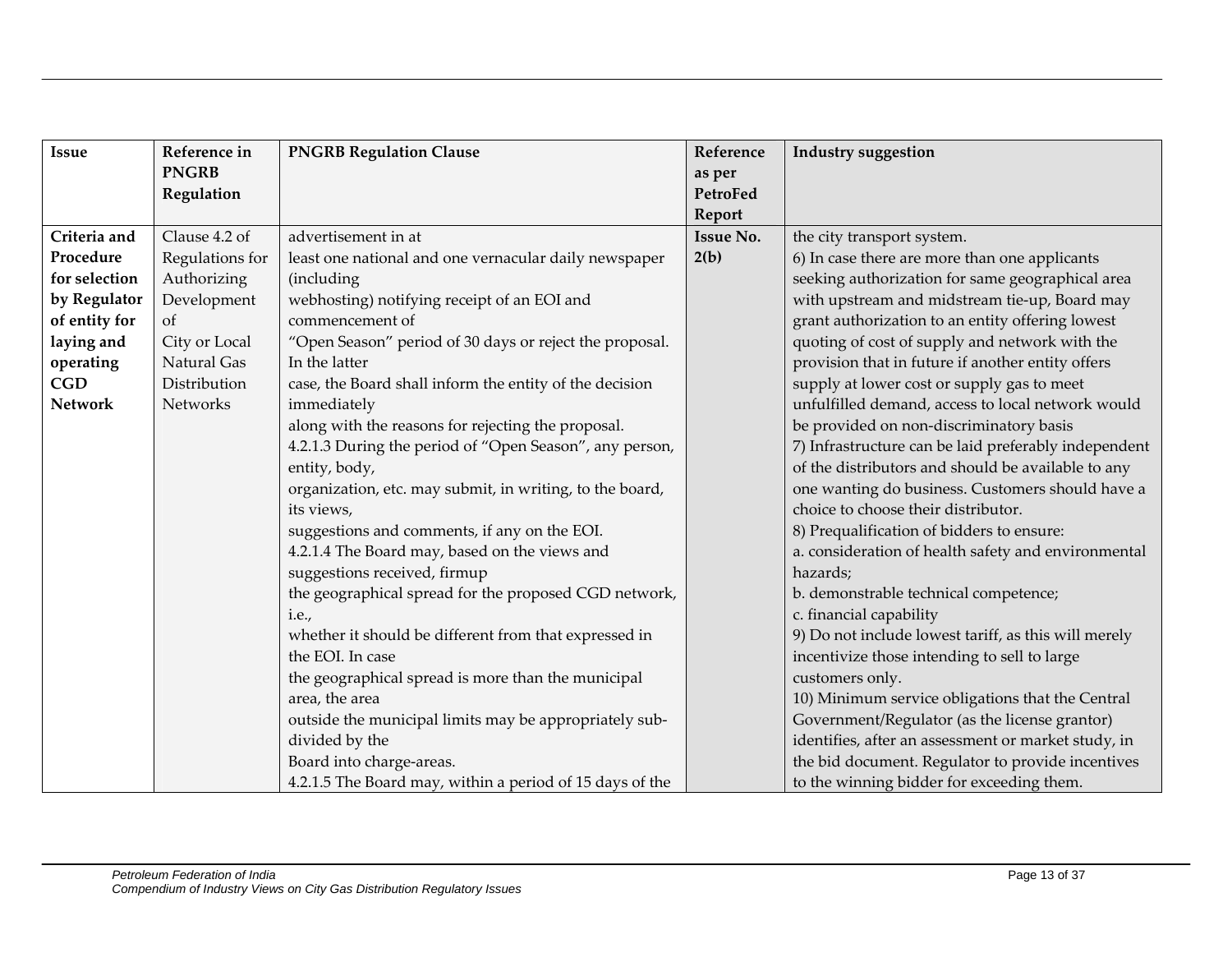| Issue | Reference in PNGRB Regulation | PNGRB Regulation Clause | Reference as per PetroFed Report | Industry suggestion |
|---|---|---|---|---|
| **Criteria and Procedure for selection by Regulator of entity for laying and operating CGD Network** | Clause 4.2 of Regulations for Authorizing Development of City or Local Natural Gas Distribution Networks | advertisement in at least one national and one vernacular daily newspaper (including webhosting) notifying receipt of an EOI and commencement of "Open Season" period of 30 days or reject the proposal. In the latter case, the Board shall inform the entity of the decision immediately along with the reasons for rejecting the proposal.<br>4.2.1.3 During the period of "Open Season", any person, entity, body, organization, etc. may submit, in writing, to the board, its views, suggestions and comments, if any on the EOI.<br>4.2.1.4 The Board may, based on the views and suggestions received, firmup the geographical spread for the proposed CGD network, i.e., whether it should be different from that expressed in the EOI. In case the geographical spread is more than the municipal area, the area outside the municipal limits may be appropriately sub-divided by the Board into charge-areas.<br>4.2.1.5 The Board may, within a period of 15 days of the | **Issue No. 2(b)** | the city transport system.<br>6) In case there are more than one applicants seeking authorization for same geographical area with upstream and midstream tie-up, Board may grant authorization to an entity offering lowest quoting of cost of supply and network with the provision that in future if another entity offers supply at lower cost or supply gas to meet unfulfilled demand, access to local network would be provided on non-discriminatory basis<br>7) Infrastructure can be laid preferably independent of the distributors and should be available to any one wanting do business. Customers should have a choice to choose their distributor.<br>8) Prequalification of bidders to ensure:<br>a. consideration of health safety and environmental hazards;<br>b. demonstrable technical competence;<br>c. financial capability<br>9) Do not include lowest tariff, as this will merely incentivize those intending to sell to large customers only.<br>10) Minimum service obligations that the Central Government/Regulator (as the license grantor) identifies, after an assessment or market study, in the bid document. Regulator to provide incentives to the winning bidder for exceeding them. |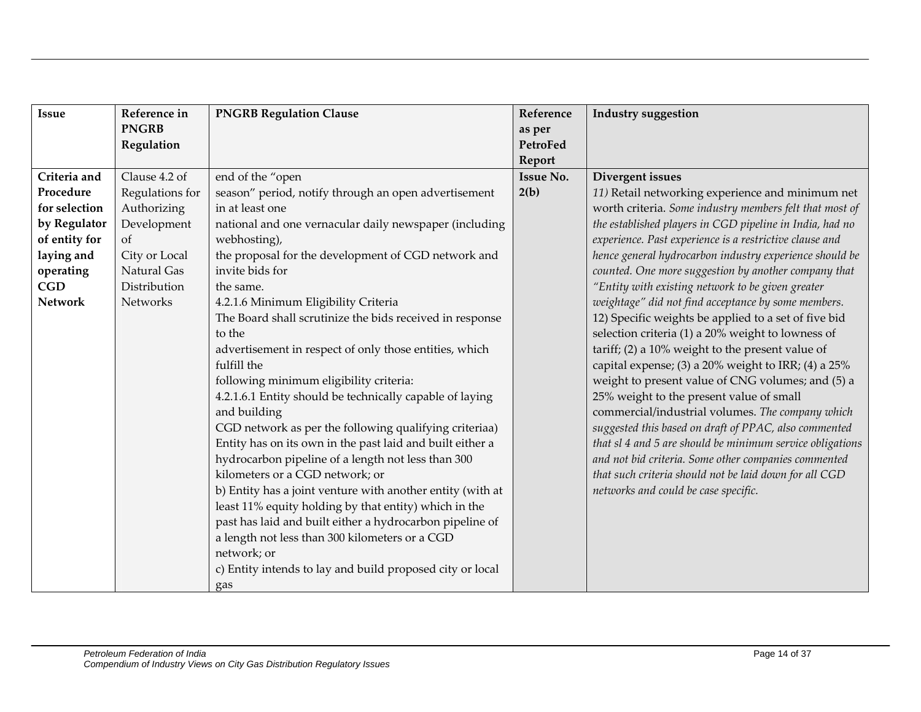| Issue | Reference in PNGRB Regulation | PNGRB Regulation Clause | Reference as per PetroFed Report | Industry suggestion |
|---|---|---|---|---|
| **Criteria and Procedure for selection by Regulator of entity for laying and operating CGD Network** | Clause 4.2 of Regulations for Authorizing Development of City or Local Natural Gas Distribution Networks | end of the "open season" period, notify through an open advertisement in at least one national and one vernacular daily newspaper (including webhosting), the proposal for the development of CGD network and invite bids for the same.<br>4.2.1.6 Minimum Eligibility Criteria<br>The Board shall scrutinize the bids received in response to the advertisement in respect of only those entities, which fulfill the following minimum eligibility criteria:<br>4.2.1.6.1 Entity should be technically capable of laying and building CGD network as per the following qualifying criteriaa) Entity has on its own in the past laid and built either a hydrocarbon pipeline of a length not less than 300 kilometers or a CGD network; or<br>b) Entity has a joint venture with another entity (with at least 11% equity holding by that entity) which in the past has laid and built either a hydrocarbon pipeline of a length not less than 300 kilometers or a CGD network; or<br>c) Entity intends to lay and build proposed city or local gas | **Issue No. 2(b)** | **Divergent issues**<br>*11)* Retail networking experience and minimum net worth criteria. *Some industry members felt that most of the established players in CGD pipeline in India, had no experience. Past experience is a restrictive clause and hence general hydrocarbon industry experience should be counted. One more suggestion by another company that "Entity with existing network to be given greater weightage" did not find acceptance by some members.*<br>12) Specific weights be applied to a set of five bid selection criteria (1) a 20% weight to lowness of tariff; (2) a 10% weight to the present value of capital expense; (3) a 20% weight to IRR; (4) a 25% weight to present value of CNG volumes; and (5) a 25% weight to the present value of small commercial/industrial volumes. *The company which suggested this based on draft of PPAC, also commented that sl 4 and 5 are should be minimum service obligations and not bid criteria. Some other companies commented that such criteria should not be laid down for all CGD networks and could be case specific.* |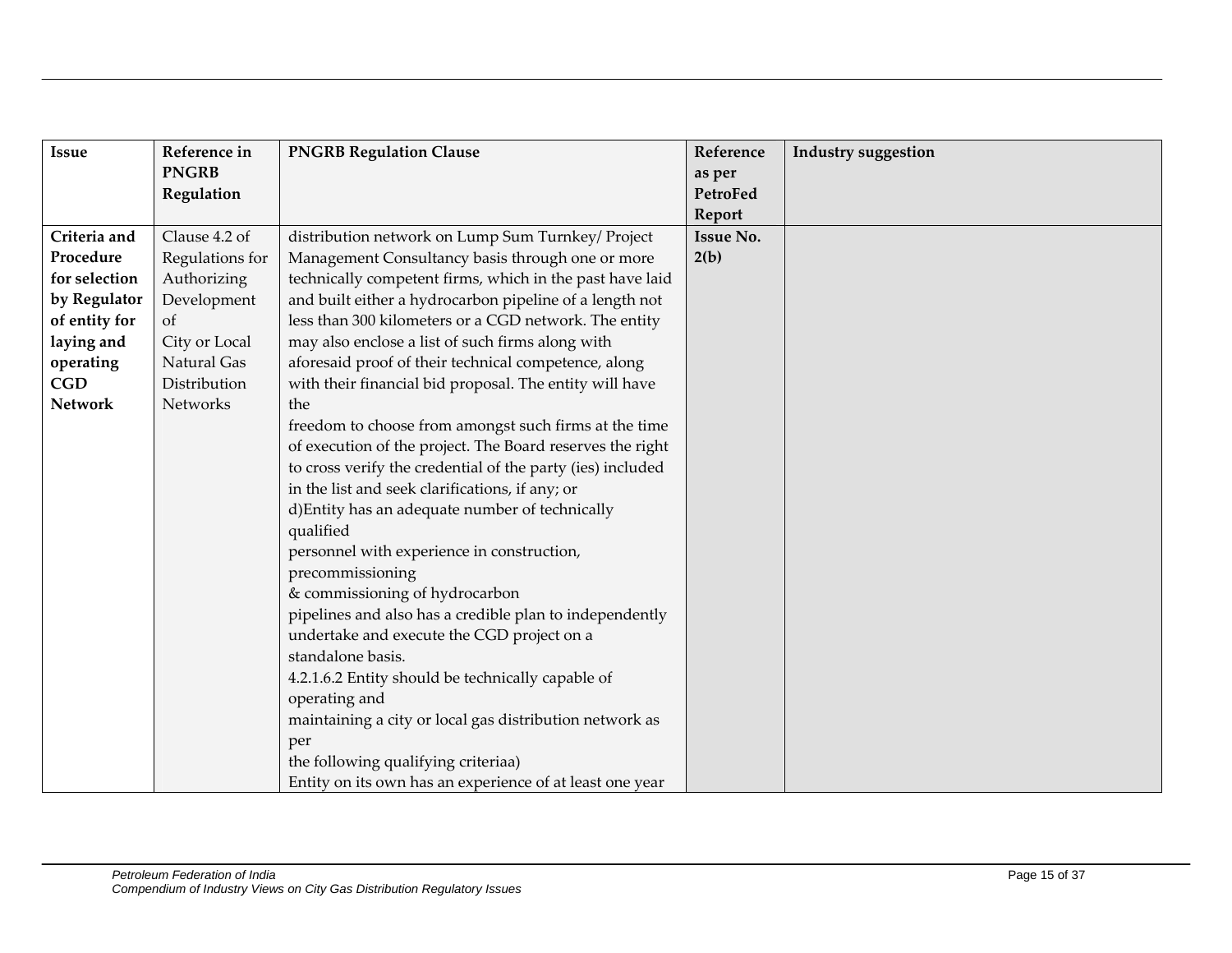| Issue | Reference in PNGRB Regulation | PNGRB Regulation Clause | Reference as per PetroFed Report | Industry suggestion |
|---|---|---|---|---|
| **Criteria and Procedure for selection by Regulator of entity for laying and operating CGD Network** | Clause 4.2 of Regulations for Authorizing Development of City or Local Natural Gas Distribution Networks | distribution network on Lump Sum Turnkey/ Project Management Consultancy basis through one or more technically competent firms, which in the past have laid and built either a hydrocarbon pipeline of a length not less than 300 kilometers or a CGD network. The entity may also enclose a list of such firms along with aforesaid proof of their technical competence, along with their financial bid proposal. The entity will have the freedom to choose from amongst such firms at the time of execution of the project. The Board reserves the right to cross verify the credential of the party (ies) included in the list and seek clarifications, if any; or<br>d)Entity has an adequate number of technically qualified personnel with experience in construction, precommissioning & commissioning of hydrocarbon pipelines and also has a credible plan to independently undertake and execute the CGD project on a standalone basis.<br>4.2.1.6.2 Entity should be technically capable of operating and maintaining a city or local gas distribution network as per the following qualifying criteriaa)<br>Entity on its own has an experience of at least one year | **Issue No. 2(b)** | |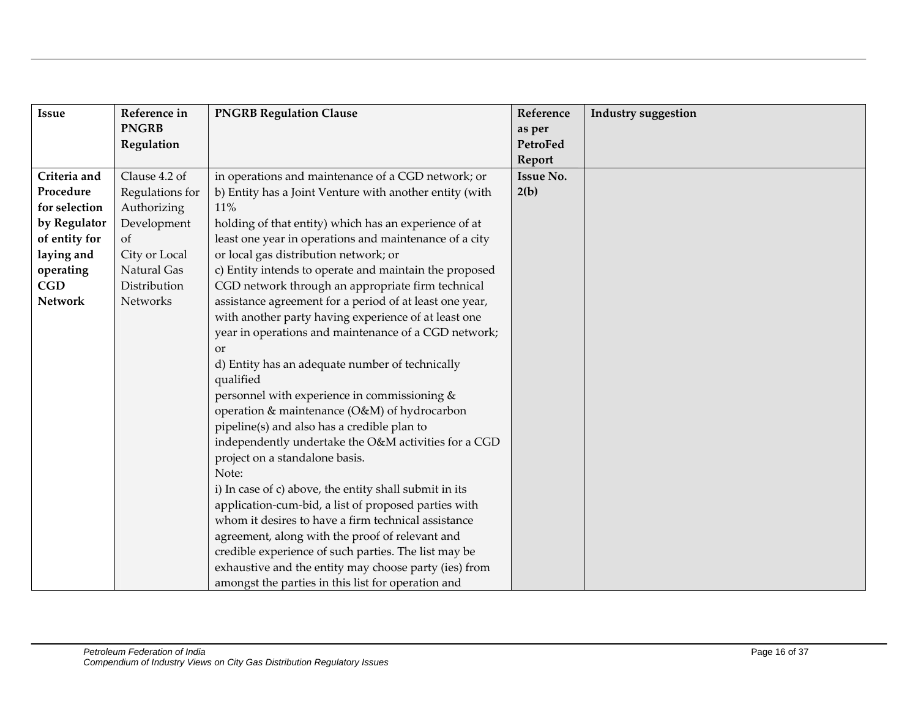| Issue | Reference in PNGRB Regulation | PNGRB Regulation Clause | Reference as per PetroFed Report | Industry suggestion |
|---|---|---|---|---|
| **Criteria and Procedure for selection by Regulator of entity for laying and operating CGD Network** | Clause 4.2 of Regulations for Authorizing Development of City or Local Natural Gas Distribution Networks | in operations and maintenance of a CGD network; or<br>b) Entity has a Joint Venture with another entity (with 11% holding of that entity) which has an experience of at least one year in operations and maintenance of a city or local gas distribution network; or<br>c) Entity intends to operate and maintain the proposed CGD network through an appropriate firm technical assistance agreement for a period of at least one year, with another party having experience of at least one year in operations and maintenance of a CGD network; or<br>d) Entity has an adequate number of technically qualified personnel with experience in commissioning & operation & maintenance (O&M) of hydrocarbon pipeline(s) and also has a credible plan to independently undertake the O&M activities for a CGD project on a standalone basis.<br>Note:<br>i) In case of c) above, the entity shall submit in its application-cum-bid, a list of proposed parties with whom it desires to have a firm technical assistance agreement, along with the proof of relevant and credible experience of such parties. The list may be exhaustive and the entity may choose party (ies) from amongst the parties in this list for operation and | **Issue No. 2(b)** | |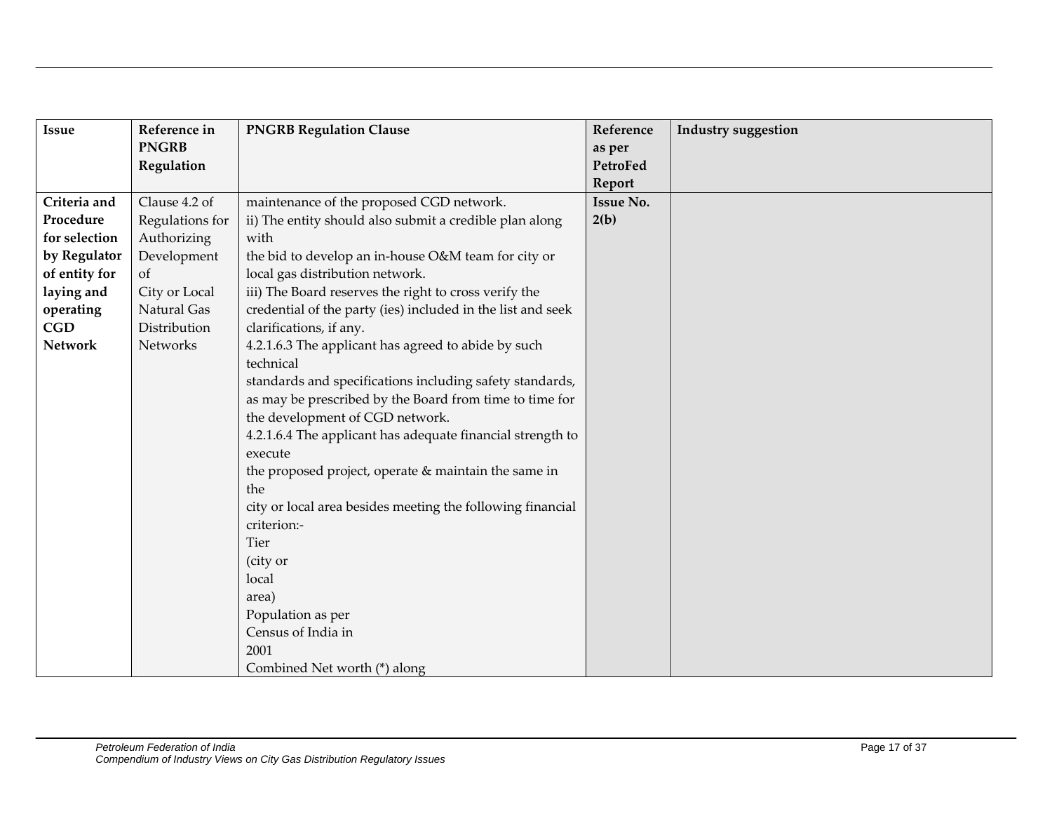| Issue | Reference in PNGRB Regulation | PNGRB Regulation Clause | Reference as per PetroFed Report | Industry suggestion |
|---|---|---|---|---|
| **Criteria and Procedure for selection by Regulator of entity for laying and operating CGD Network** | Clause 4.2 of Regulations for Authorizing Development of City or Local Natural Gas Distribution Networks | maintenance of the proposed CGD network.<br>ii) The entity should also submit a credible plan along with the bid to develop an in-house O&M team for city or local gas distribution network.<br>iii) The Board reserves the right to cross verify the credential of the party (ies) included in the list and seek clarifications, if any.<br>4.2.1.6.3 The applicant has agreed to abide by such technical standards and specifications including safety standards, as may be prescribed by the Board from time to time for the development of CGD network.<br>4.2.1.6.4 The applicant has adequate financial strength to execute the proposed project, operate & maintain the same in the city or local area besides meeting the following financial criterion:-<br>Tier (city or local area)<br>Population as per Census of India in 2001<br>Combined Net worth (*) along | **Issue No. 2(b)** | |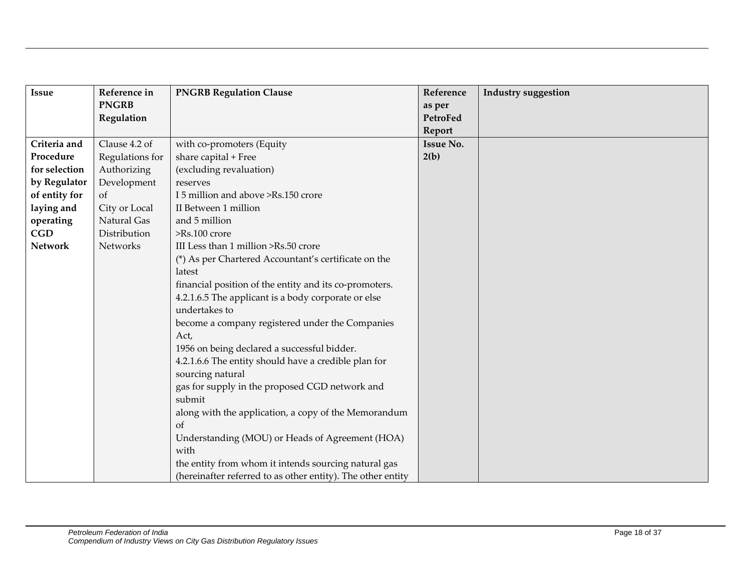| Issue | Reference in PNGRB Regulation | PNGRB Regulation Clause | Reference as per PetroFed Report | Industry suggestion |
|---|---|---|---|---|
| **Criteria and Procedure for selection by Regulator of entity for laying and operating CGD Network** | Clause 4.2 of Regulations for Authorizing Development of City or Local Natural Gas Distribution Networks | with co-promoters (Equity share capital + Free (excluding revaluation) reserves<br>I 5 million and above >Rs.150 crore<br>II Between 1 million and 5 million >Rs.100 crore<br>III Less than 1 million >Rs.50 crore<br>(*) As per Chartered Accountant's certificate on the latest financial position of the entity and its co-promoters.<br>4.2.1.6.5 The applicant is a body corporate or else undertakes to become a company registered under the Companies Act, 1956 on being declared a successful bidder.<br>4.2.1.6.6 The entity should have a credible plan for sourcing natural gas for supply in the proposed CGD network and submit along with the application, a copy of the Memorandum of Understanding (MOU) or Heads of Agreement (HOA) with the entity from whom it intends sourcing natural gas (hereinafter referred to as other entity). The other entity | **Issue No. 2(b)** | |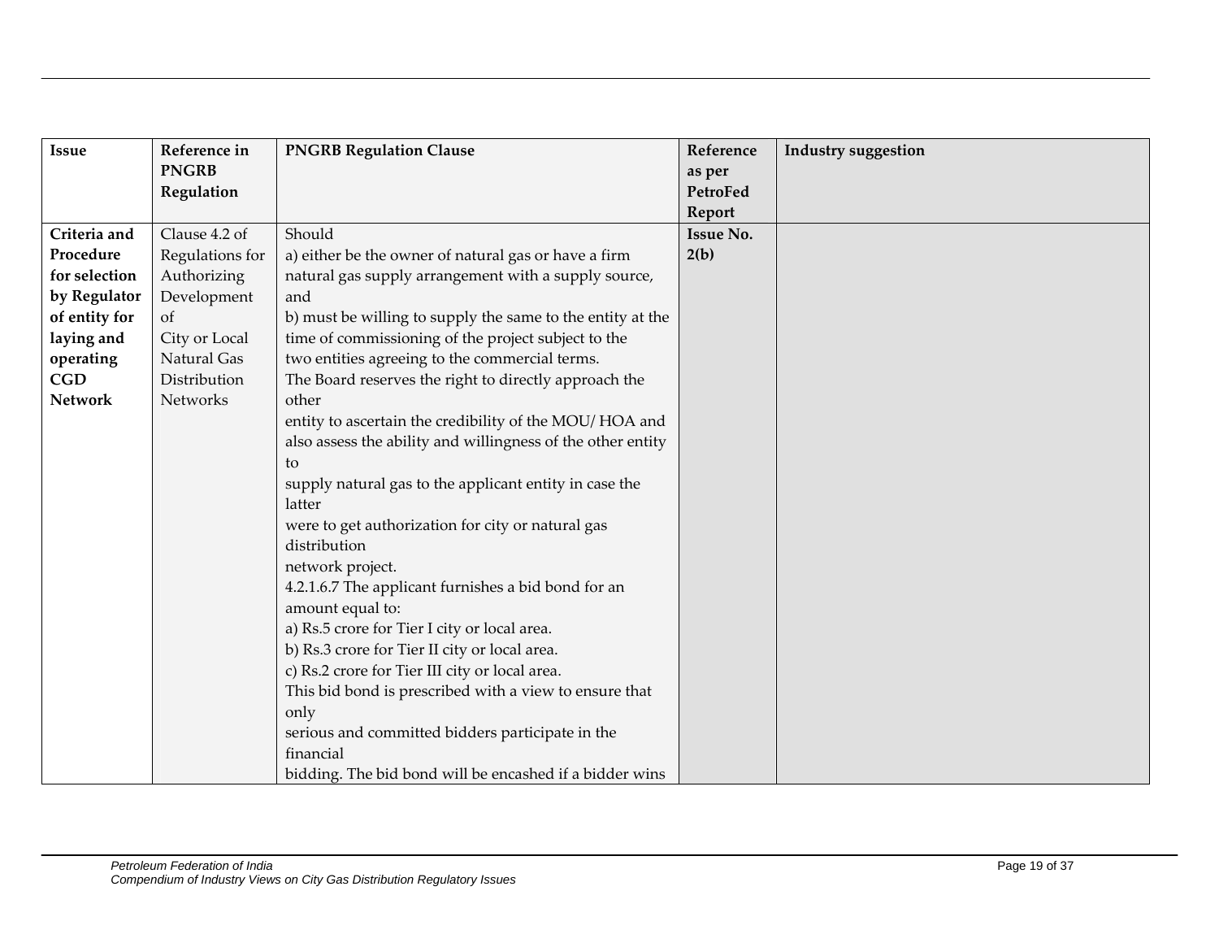| Issue | Reference in PNGRB Regulation | PNGRB Regulation Clause | Reference as per PetroFed Report | Industry suggestion |
|---|---|---|---|---|
| **Criteria and Procedure for selection by Regulator of entity for laying and operating CGD Network** | Clause 4.2 of Regulations for Authorizing Development of City or Local Natural Gas Distribution Networks | Should<br>a) either be the owner of natural gas or have a firm natural gas supply arrangement with a supply source, and<br>b) must be willing to supply the same to the entity at the time of commissioning of the project subject to the two entities agreeing to the commercial terms.<br>The Board reserves the right to directly approach the other entity to ascertain the credibility of the MOU/ HOA and also assess the ability and willingness of the other entity to supply natural gas to the applicant entity in case the latter were to get authorization for city or natural gas distribution network project.<br>4.2.1.6.7 The applicant furnishes a bid bond for an amount equal to:<br>a) Rs.5 crore for Tier I city or local area.<br>b) Rs.3 crore for Tier II city or local area.<br>c) Rs.2 crore for Tier III city or local area.<br>This bid bond is prescribed with a view to ensure that only serious and committed bidders participate in the financial bidding. The bid bond will be encashed if a bidder wins | **Issue No. 2(b)** | |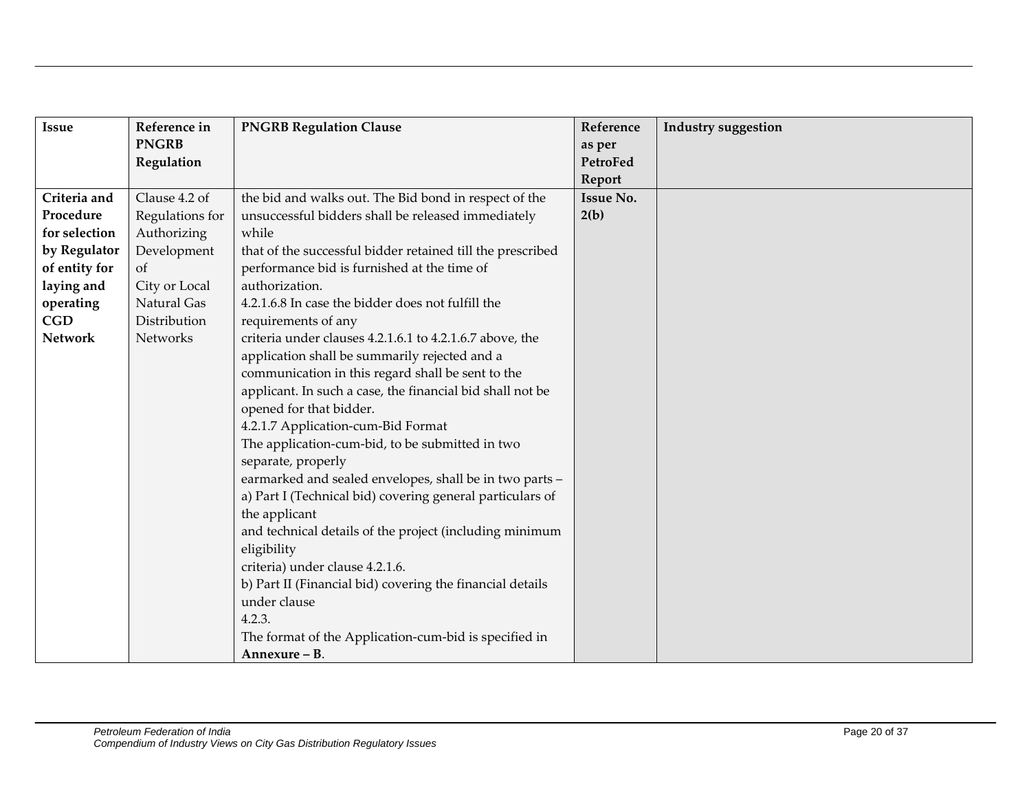| Issue | Reference in PNGRB Regulation | PNGRB Regulation Clause | Reference as per PetroFed Report | Industry suggestion |
|---|---|---|---|---|
| **Criteria and Procedure for selection by Regulator of entity for laying and operating CGD Network** | Clause 4.2 of Regulations for Authorizing Development of City or Local Natural Gas Distribution Networks | the bid and walks out. The Bid bond in respect of the unsuccessful bidders shall be released immediately while that of the successful bidder retained till the prescribed performance bid is furnished at the time of authorization.<br>4.2.1.6.8 In case the bidder does not fulfill the requirements of any criteria under clauses 4.2.1.6.1 to 4.2.1.6.7 above, the application shall be summarily rejected and a communication in this regard shall be sent to the applicant. In such a case, the financial bid shall not be opened for that bidder.<br>4.2.1.7 Application-cum-Bid Format<br>The application-cum-bid, to be submitted in two separate, properly earmarked and sealed envelopes, shall be in two parts –<br>a) Part I (Technical bid) covering general particulars of the applicant and technical details of the project (including minimum eligibility criteria) under clause 4.2.1.6.<br>b) Part II (Financial bid) covering the financial details under clause 4.2.3.<br>The format of the Application-cum-bid is specified in **Annexure – B**. | **Issue No. 2(b)** | |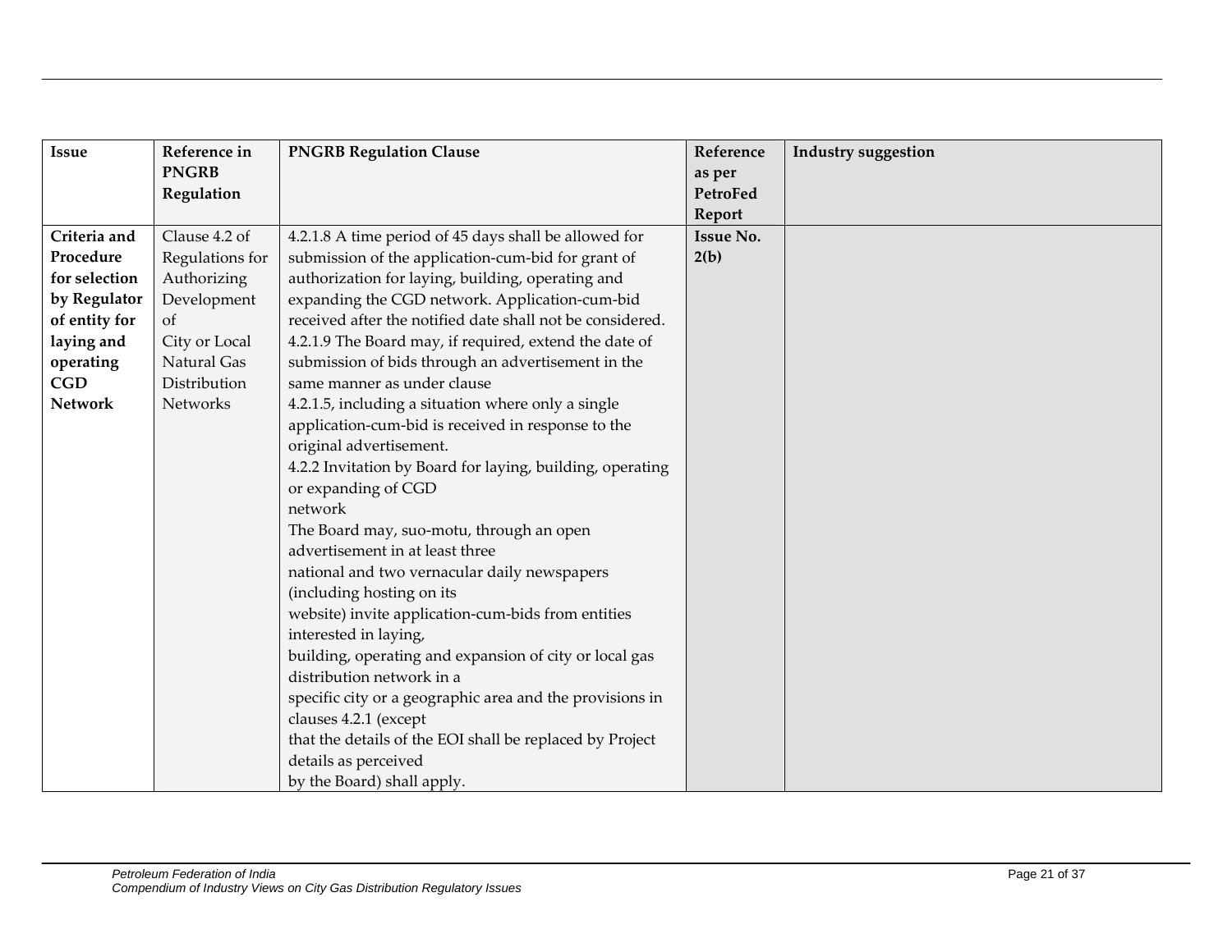| Issue | Reference in PNGRB Regulation | PNGRB Regulation Clause | Reference as per PetroFed Report | Industry suggestion |
|---|---|---|---|---|
| **Criteria and Procedure for selection by Regulator of entity for laying and operating CGD Network** | Clause 4.2 of Regulations for Authorizing Development of City or Local Natural Gas Distribution Networks | 4.2.1.8 A time period of 45 days shall be allowed for submission of the application-cum-bid for grant of authorization for laying, building, operating and expanding the CGD network. Application-cum-bid received after the notified date shall not be considered.<br>4.2.1.9 The Board may, if required, extend the date of submission of bids through an advertisement in the same manner as under clause 4.2.1.5, including a situation where only a single application-cum-bid is received in response to the original advertisement.<br>4.2.2 Invitation by Board for laying, building, operating or expanding of CGD network<br>The Board may, suo-motu, through an open advertisement in at least three national and two vernacular daily newspapers (including hosting on its website) invite application-cum-bids from entities interested in laying, building, operating and expansion of city or local gas distribution network in a specific city or a geographic area and the provisions in clauses 4.2.1 (except that the details of the EOI shall be replaced by Project details as perceived by the Board) shall apply. | **Issue No. 2(b)** | |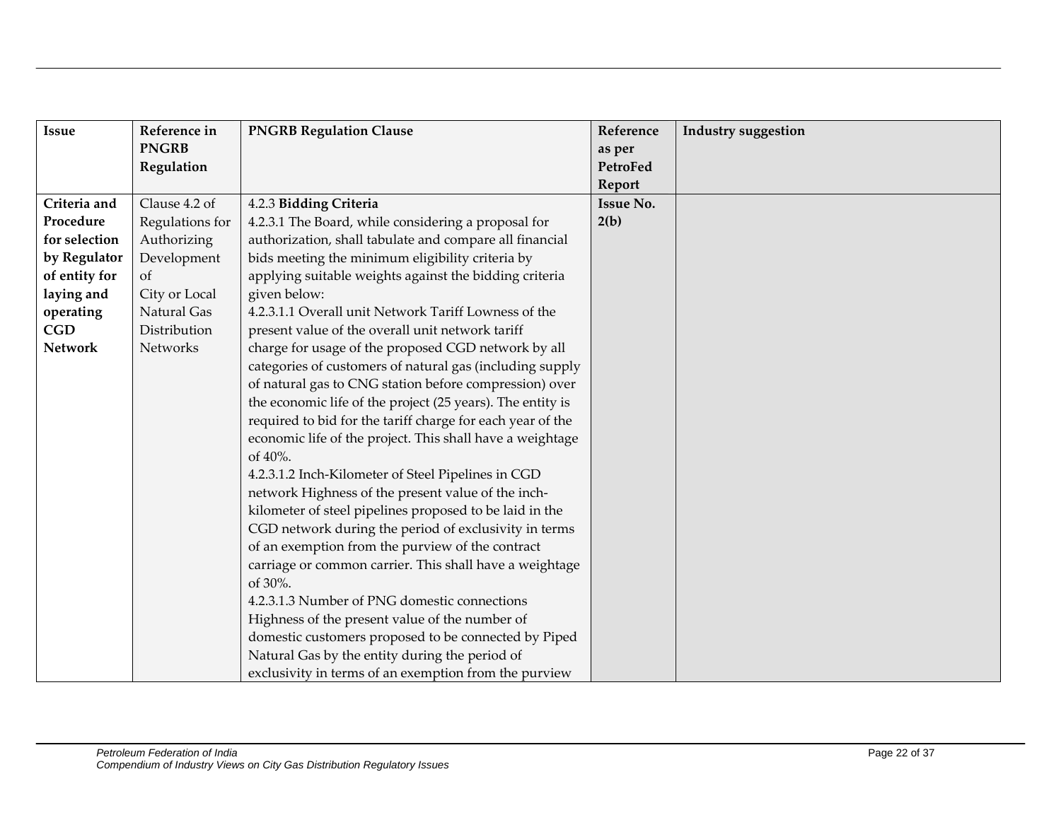| Issue | Reference in PNGRB Regulation | PNGRB Regulation Clause | Reference as per PetroFed Report | Industry suggestion |
|---|---|---|---|---|
| **Criteria and Procedure for selection by Regulator of entity for laying and operating CGD Network** | Clause 4.2 of Regulations for Authorizing Development of City or Local Natural Gas Distribution Networks | 4.2.3 **Bidding Criteria**<br>4.2.3.1 The Board, while considering a proposal for authorization, shall tabulate and compare all financial bids meeting the minimum eligibility criteria by applying suitable weights against the bidding criteria given below:<br>4.2.3.1.1 Overall unit Network Tariff Lowness of the present value of the overall unit network tariff charge for usage of the proposed CGD network by all categories of customers of natural gas (including supply of natural gas to CNG station before compression) over the economic life of the project (25 years). The entity is required to bid for the tariff charge for each year of the economic life of the project. This shall have a weightage of 40%.<br>4.2.3.1.2 Inch-Kilometer of Steel Pipelines in CGD network Highness of the present value of the inch-kilometer of steel pipelines proposed to be laid in the CGD network during the period of exclusivity in terms of an exemption from the purview of the contract carriage or common carrier. This shall have a weightage of 30%.<br>4.2.3.1.3 Number of PNG domestic connections Highness of the present value of the number of domestic customers proposed to be connected by Piped Natural Gas by the entity during the period of exclusivity in terms of an exemption from the purview | **Issue No. 2(b)** | |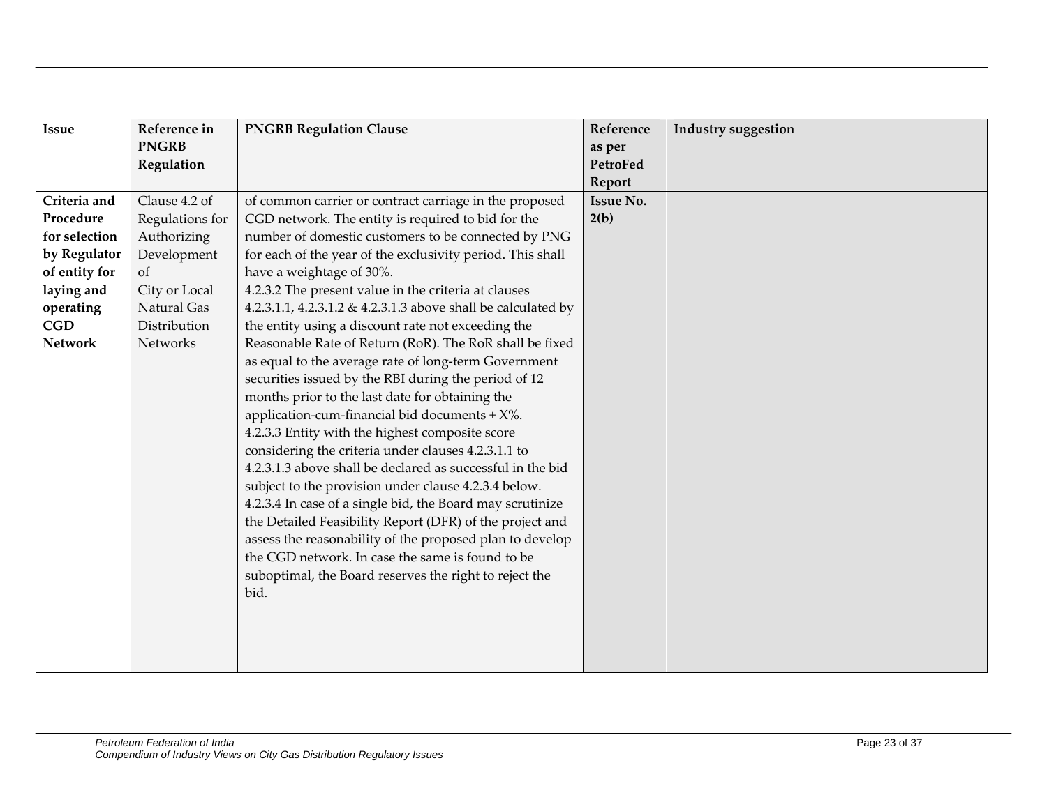| Issue | Reference in PNGRB Regulation | PNGRB Regulation Clause | Reference as per PetroFed Report | Industry suggestion |
|---|---|---|---|---|
| **Criteria and Procedure for selection by Regulator of entity for laying and operating CGD Network** | Clause 4.2 of Regulations for Authorizing Development of City or Local Natural Gas Distribution Networks | of common carrier or contract carriage in the proposed CGD network. The entity is required to bid for the number of domestic customers to be connected by PNG for each of the year of the exclusivity period. This shall have a weightage of 30%.<br>4.2.3.2 The present value in the criteria at clauses 4.2.3.1.1, 4.2.3.1.2 & 4.2.3.1.3 above shall be calculated by the entity using a discount rate not exceeding the Reasonable Rate of Return (RoR). The RoR shall be fixed as equal to the average rate of long-term Government securities issued by the RBI during the period of 12 months prior to the last date for obtaining the application-cum-financial bid documents + X%.<br>4.2.3.3 Entity with the highest composite score considering the criteria under clauses 4.2.3.1.1 to 4.2.3.1.3 above shall be declared as successful in the bid subject to the provision under clause 4.2.3.4 below.<br>4.2.3.4 In case of a single bid, the Board may scrutinize the Detailed Feasibility Report (DFR) of the project and assess the reasonability of the proposed plan to develop the CGD network. In case the same is found to be suboptimal, the Board reserves the right to reject the bid. | **Issue No. 2(b)** | |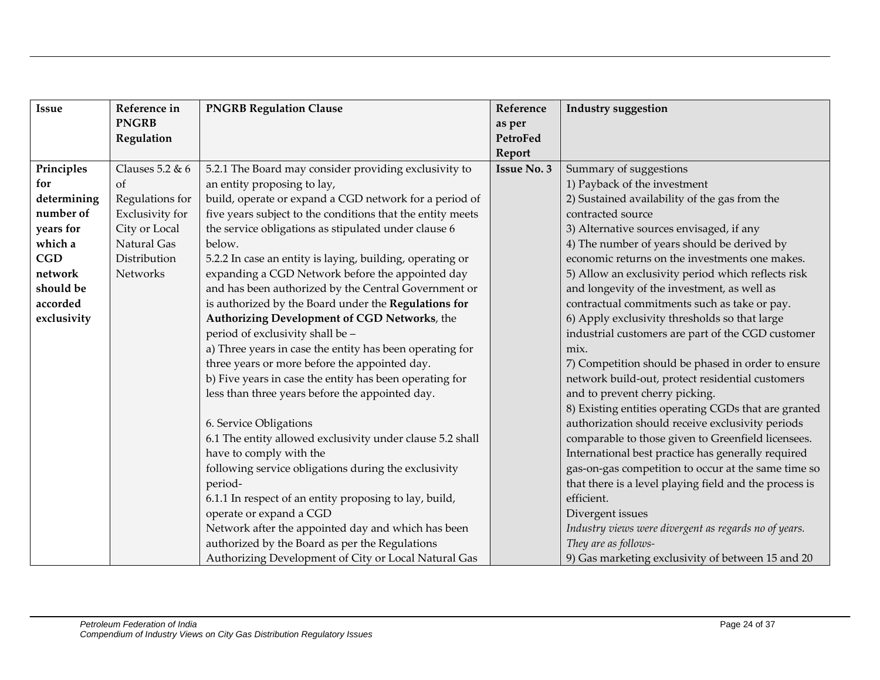| Issue | Reference in PNGRB Regulation | PNGRB Regulation Clause | Reference as per PetroFed Report | Industry suggestion |
|---|---|---|---|---|
| **Principles for determining number of years for which a CGD network should be accorded exclusivity** | Clauses 5.2 & 6 of Regulations for Exclusivity for City or Local Natural Gas Distribution Networks | 5.2.1 The Board may consider providing exclusivity to an entity proposing to lay, build, operate or expand a CGD network for a period of five years subject to the conditions that the entity meets the service obligations as stipulated under clause 6 below.<br>5.2.2 In case an entity is laying, building, operating or expanding a CGD Network before the appointed day and has been authorized by the Central Government or is authorized by the Board under the **Regulations for Authorizing Development of CGD Networks**, the period of exclusivity shall be –<br>a) Three years in case the entity has been operating for three years or more before the appointed day.<br>b) Five years in case the entity has been operating for less than three years before the appointed day.<br><br>6. Service Obligations<br>6.1 The entity allowed exclusivity under clause 5.2 shall have to comply with the following service obligations during the exclusivity period-<br>6.1.1 In respect of an entity proposing to lay, build, operate or expand a CGD Network after the appointed day and which has been authorized by the Board as per the Regulations Authorizing Development of City or Local Natural Gas | **Issue No. 3** | Summary of suggestions<br>1) Payback of the investment<br>2) Sustained availability of the gas from the contracted source<br>3) Alternative sources envisaged, if any<br>4) The number of years should be derived by economic returns on the investments one makes.<br>5) Allow an exclusivity period which reflects risk and longevity of the investment, as well as contractual commitments such as take or pay.<br>6) Apply exclusivity thresholds so that large industrial customers are part of the CGD customer mix.<br>7) Competition should be phased in order to ensure network build-out, protect residential customers and to prevent cherry picking.<br>8) Existing entities operating CGDs that are granted authorization should receive exclusivity periods comparable to those given to Greenfield licensees. International best practice has generally required gas-on-gas competition to occur at the same time so that there is a level playing field and the process is efficient.<br>Divergent issues<br>*Industry views were divergent as regards no of years. They are as follows-*<br>9) Gas marketing exclusivity of between 15 and 20 |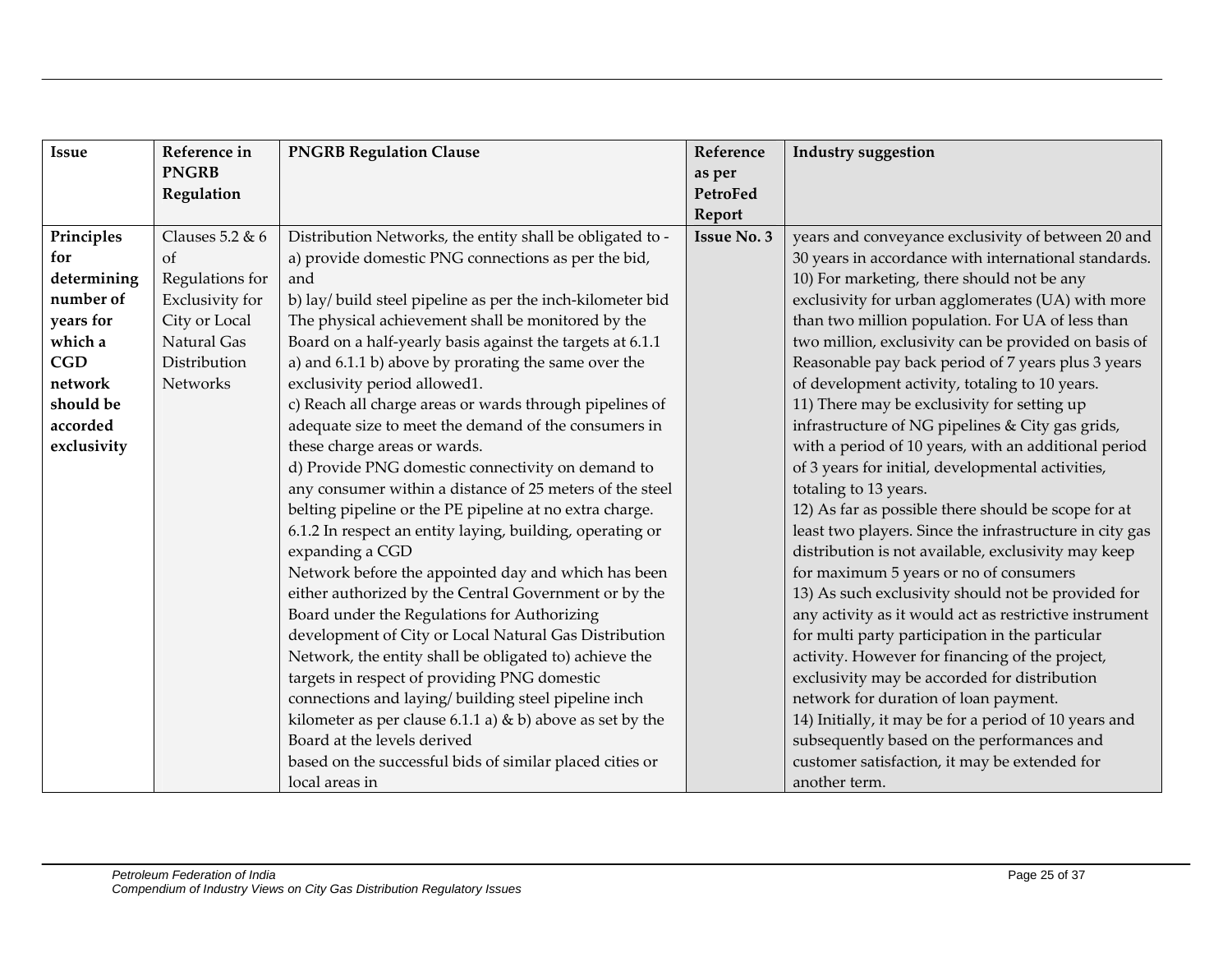| Issue | Reference in PNGRB Regulation | PNGRB Regulation Clause | Reference as per PetroFed Report | Industry suggestion |
|---|---|---|---|---|
| **Principles for determining number of years for which a CGD network should be accorded exclusivity** | Clauses 5.2 & 6 of Regulations for Exclusivity for City or Local Natural Gas Distribution Networks | Distribution Networks, the entity shall be obligated to -<br>a) provide domestic PNG connections as per the bid, and<br>b) lay/ build steel pipeline as per the inch-kilometer bid The physical achievement shall be monitored by the Board on a half-yearly basis against the targets at 6.1.1 a) and 6.1.1 b) above by prorating the same over the exclusivity period allowed1.<br>c) Reach all charge areas or wards through pipelines of adequate size to meet the demand of the consumers in these charge areas or wards.<br>d) Provide PNG domestic connectivity on demand to any consumer within a distance of 25 meters of the steel belting pipeline or the PE pipeline at no extra charge.<br>6.1.2 In respect an entity laying, building, operating or expanding a CGD<br>Network before the appointed day and which has been either authorized by the Central Government or by the Board under the Regulations for Authorizing development of City or Local Natural Gas Distribution Network, the entity shall be obligated to) achieve the targets in respect of providing PNG domestic connections and laying/ building steel pipeline inch kilometer as per clause 6.1.1 a) & b) above as set by the Board at the levels derived<br>based on the successful bids of similar placed cities or local areas in | **Issue No. 3** | years and conveyance exclusivity of between 20 and 30 years in accordance with international standards.<br>10) For marketing, there should not be any exclusivity for urban agglomerates (UA) with more than two million population. For UA of less than two million, exclusivity can be provided on basis of Reasonable pay back period of 7 years plus 3 years of development activity, totaling to 10 years.<br>11) There may be exclusivity for setting up infrastructure of NG pipelines & City gas grids, with a period of 10 years, with an additional period of 3 years for initial, developmental activities, totaling to 13 years.<br>12) As far as possible there should be scope for at least two players. Since the infrastructure in city gas distribution is not available, exclusivity may keep for maximum 5 years or no of consumers<br>13) As such exclusivity should not be provided for any activity as it would act as restrictive instrument for multi party participation in the particular activity. However for financing of the project, exclusivity may be accorded for distribution network for duration of loan payment.<br>14) Initially, it may be for a period of 10 years and subsequently based on the performances and customer satisfaction, it may be extended for another term. |

*Petroleum Federation of India*
*Compendium of Industry Views on City Gas Distribution Regulatory Issues*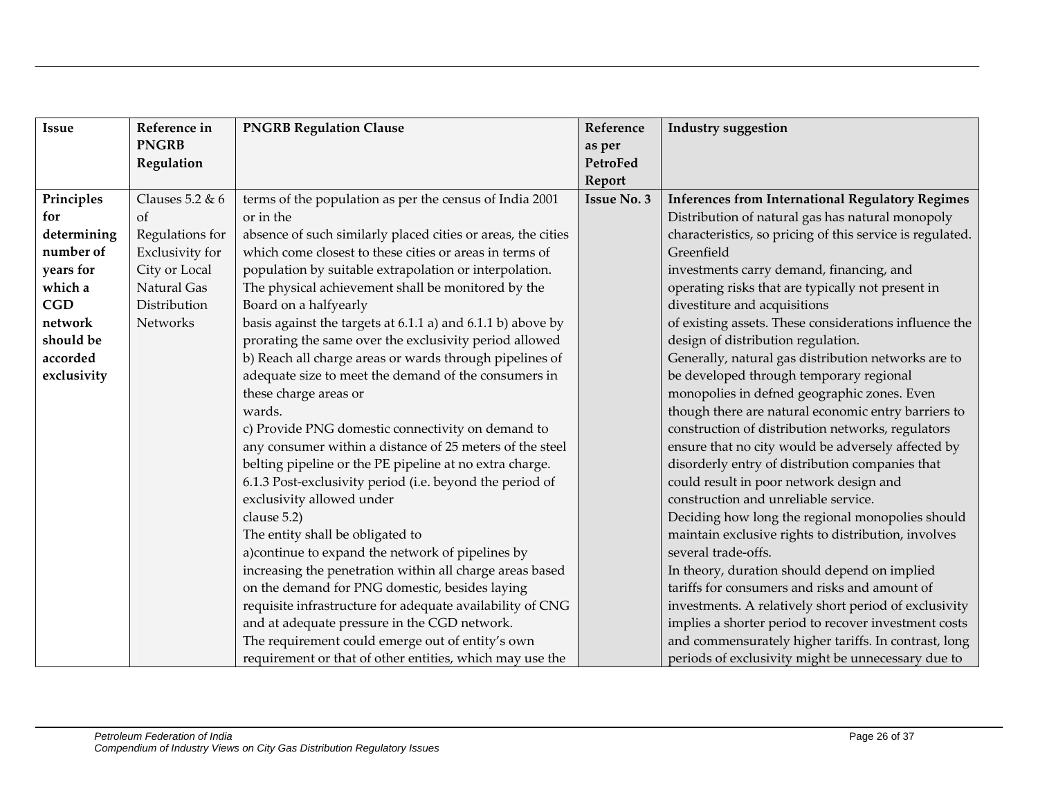| Issue | Reference in PNGRB Regulation | PNGRB Regulation Clause | Reference as per PetroFed Report | Industry suggestion |
|---|---|---|---|---|
| **Principles for determining number of years for which a CGD network should be accorded exclusivity** | Clauses 5.2 & 6 of Regulations for Exclusivity for City or Local Natural Gas Distribution Networks | terms of the population as per the census of India 2001 or in the absence of such similarly placed cities or areas, the cities which come closest to these cities or areas in terms of population by suitable extrapolation or interpolation. The physical achievement shall be monitored by the Board on a halfyearly basis against the targets at 6.1.1 a) and 6.1.1 b) above by prorating the same over the exclusivity period allowed<br>b) Reach all charge areas or wards through pipelines of adequate size to meet the demand of the consumers in these charge areas or wards.<br>c) Provide PNG domestic connectivity on demand to any consumer within a distance of 25 meters of the steel belting pipeline or the PE pipeline at no extra charge.<br>6.1.3 Post-exclusivity period (i.e. beyond the period of exclusivity allowed under clause 5.2)<br>The entity shall be obligated to<br>a)continue to expand the network of pipelines by increasing the penetration within all charge areas based on the demand for PNG domestic, besides laying requisite infrastructure for adequate availability of CNG and at adequate pressure in the CGD network.<br>The requirement could emerge out of entity's own requirement or that of other entities, which may use the | **Issue No. 3** | **Inferences from International Regulatory Regimes**<br>Distribution of natural gas has natural monopoly characteristics, so pricing of this service is regulated. Greenfield investments carry demand, financing, and operating risks that are typically not present in divestiture and acquisitions of existing assets. These considerations influence the design of distribution regulation.<br>Generally, natural gas distribution networks are to be developed through temporary regional monopolies in defned geographic zones. Even though there are natural economic entry barriers to construction of distribution networks, regulators ensure that no city would be adversely affected by disorderly entry of distribution companies that could result in poor network design and construction and unreliable service.<br>Deciding how long the regional monopolies should maintain exclusive rights to distribution, involves several trade-offs.<br>In theory, duration should depend on implied tariffs for consumers and risks and amount of investments. A relatively short period of exclusivity implies a shorter period to recover investment costs and commensurately higher tariffs. In contrast, long periods of exclusivity might be unnecessary due to |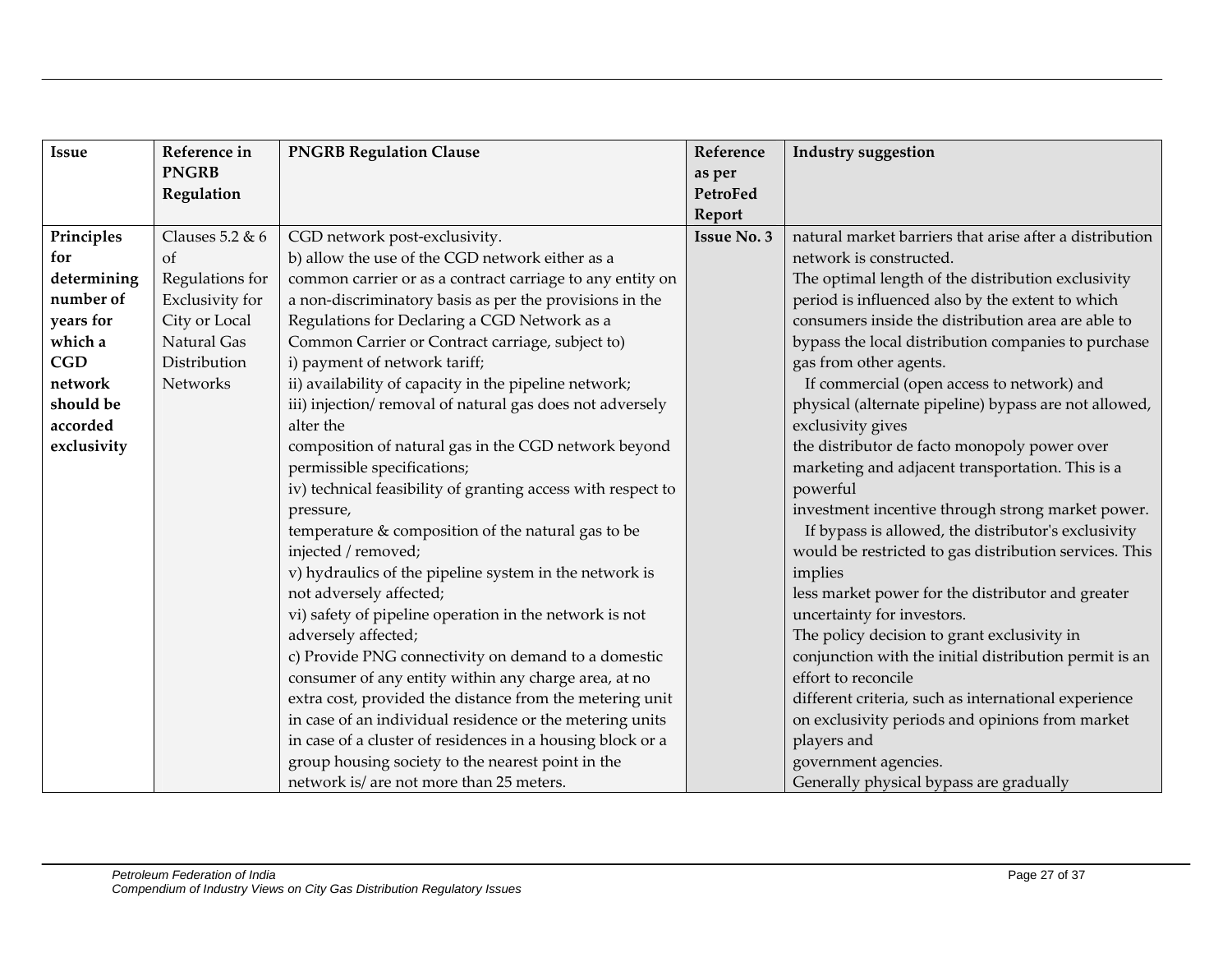| Issue | Reference in PNGRB Regulation | PNGRB Regulation Clause | Reference as per PetroFed Report | Industry suggestion |
|---|---|---|---|---|
| **Principles for determining number of years for which a CGD network should be accorded exclusivity** | Clauses 5.2 & 6 of Regulations for Exclusivity for City or Local Natural Gas Distribution Networks | CGD network post-exclusivity.<br>b) allow the use of the CGD network either as a common carrier or as a contract carriage to any entity on a non-discriminatory basis as per the provisions in the Regulations for Declaring a CGD Network as a Common Carrier or Contract carriage, subject to)<br>i) payment of network tariff;<br>ii) availability of capacity in the pipeline network;<br>iii) injection/ removal of natural gas does not adversely alter the composition of natural gas in the CGD network beyond permissible specifications;<br>iv) technical feasibility of granting access with respect to pressure, temperature & composition of the natural gas to be injected / removed;<br>v) hydraulics of the pipeline system in the network is not adversely affected;<br>vi) safety of pipeline operation in the network is not adversely affected;<br>c) Provide PNG connectivity on demand to a domestic consumer of any entity within any charge area, at no extra cost, provided the distance from the metering unit in case of an individual residence or the metering units in case of a cluster of residences in a housing block or a group housing society to the nearest point in the network is/ are not more than 25 meters. | **Issue No. 3** | natural market barriers that arise after a distribution network is constructed.<br>The optimal length of the distribution exclusivity period is influenced also by the extent to which consumers inside the distribution area are able to bypass the local distribution companies to purchase gas from other agents.<br>If commercial (open access to network) and physical (alternate pipeline) bypass are not allowed, exclusivity gives the distributor de facto monopoly power over marketing and adjacent transportation. This is a powerful investment incentive through strong market power.<br>If bypass is allowed, the distributor's exclusivity would be restricted to gas distribution services. This implies less market power for the distributor and greater uncertainty for investors.<br>The policy decision to grant exclusivity in conjunction with the initial distribution permit is an effort to reconcile different criteria, such as international experience on exclusivity periods and opinions from market players and government agencies.<br>Generally physical bypass are gradually |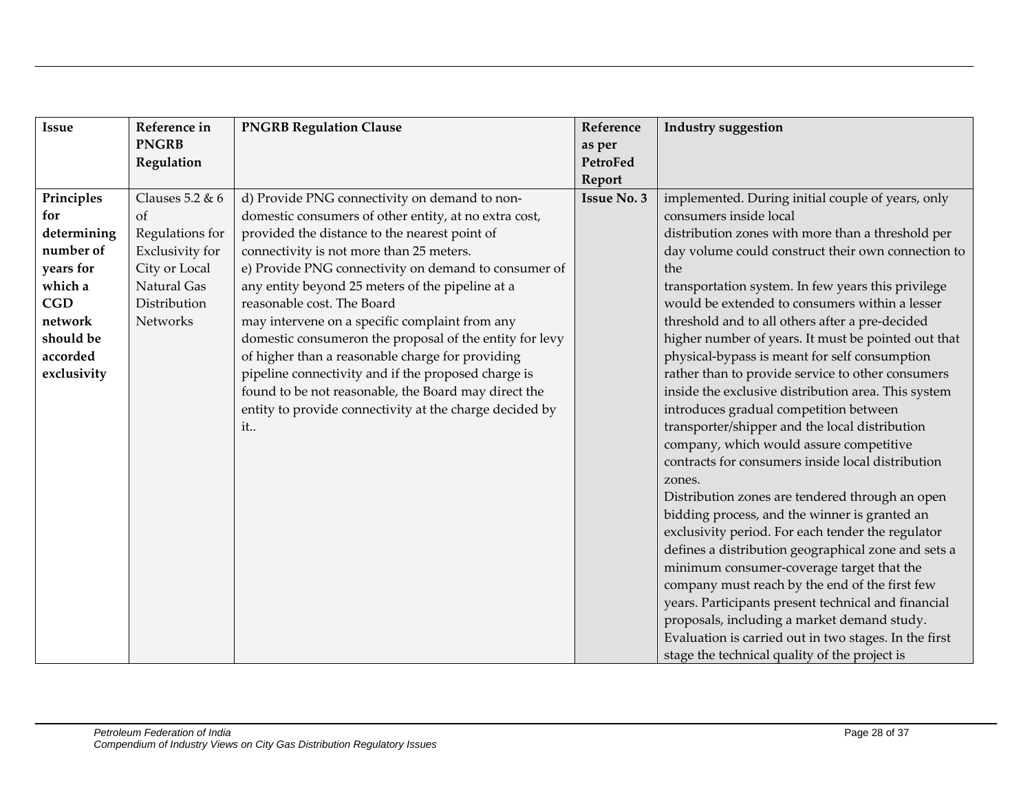| Issue | Reference in PNGRB Regulation | PNGRB Regulation Clause | Reference as per PetroFed Report | Industry suggestion |
|---|---|---|---|---|
| **Principles for determining number of years for which a CGD network should be accorded exclusivity** | Clauses 5.2 & 6 of Regulations for Exclusivity for City or Local Natural Gas Distribution Networks | d) Provide PNG connectivity on demand to non-domestic consumers of other entity, at no extra cost, provided the distance to the nearest point of connectivity is not more than 25 meters.<br>e) Provide PNG connectivity on demand to consumer of any entity beyond 25 meters of the pipeline at a reasonable cost. The Board may intervene on a specific complaint from any domestic consumeron the proposal of the entity for levy of higher than a reasonable charge for providing pipeline connectivity and if the proposed charge is found to be not reasonable, the Board may direct the entity to provide connectivity at the charge decided by it.. | **Issue No. 3** | implemented. During initial couple of years, only consumers inside local distribution zones with more than a threshold per day volume could construct their own connection to the transportation system. In few years this privilege would be extended to consumers within a lesser threshold and to all others after a pre-decided higher number of years. It must be pointed out that physical-bypass is meant for self consumption rather than to provide service to other consumers inside the exclusive distribution area. This system introduces gradual competition between transporter/shipper and the local distribution company, which would assure competitive contracts for consumers inside local distribution zones.<br>Distribution zones are tendered through an open bidding process, and the winner is granted an exclusivity period. For each tender the regulator defines a distribution geographical zone and sets a minimum consumer-coverage target that the company must reach by the end of the first few years. Participants present technical and financial proposals, including a market demand study. Evaluation is carried out in two stages. In the first stage the technical quality of the project is |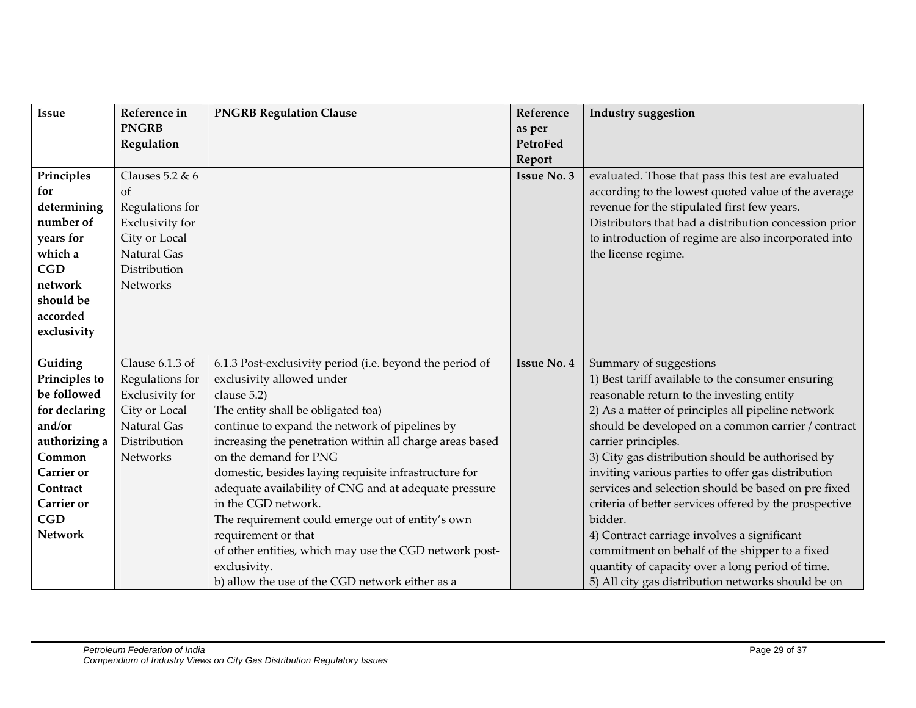| Issue | Reference in PNGRB Regulation | PNGRB Regulation Clause | Reference as per PetroFed Report | Industry suggestion |
|---|---|---|---|---|
| **Principles for determining number of years for which a CGD network should be accorded exclusivity** | Clauses 5.2 & 6 of Regulations for Exclusivity for City or Local Natural Gas Distribution Networks | | **Issue No. 3** | evaluated. Those that pass this test are evaluated according to the lowest quoted value of the average revenue for the stipulated first few years. Distributors that had a distribution concession prior to introduction of regime are also incorporated into the license regime. |
| **Guiding Principles to be followed for declaring and/or authorizing a Common Carrier or Contract Carrier or CGD Network** | Clause 6.1.3 of Regulations for Exclusivity for City or Local Natural Gas Distribution Networks | 6.1.3 Post-exclusivity period (i.e. beyond the period of exclusivity allowed under clause 5.2)<br>The entity shall be obligated toa)<br>continue to expand the network of pipelines by increasing the penetration within all charge areas based on the demand for PNG domestic, besides laying requisite infrastructure for adequate availability of CNG and at adequate pressure in the CGD network.<br>The requirement could emerge out of entity's own requirement or that of other entities, which may use the CGD network post-exclusivity.<br>b) allow the use of the CGD network either as a | **Issue No. 4** | Summary of suggestions<br>1) Best tariff available to the consumer ensuring reasonable return to the investing entity<br>2) As a matter of principles all pipeline network should be developed on a common carrier / contract carrier principles.<br>3) City gas distribution should be authorised by inviting various parties to offer gas distribution services and selection should be based on pre fixed criteria of better services offered by the prospective bidder.<br>4) Contract carriage involves a significant commitment on behalf of the shipper to a fixed quantity of capacity over a long period of time.<br>5) All city gas distribution networks should be on |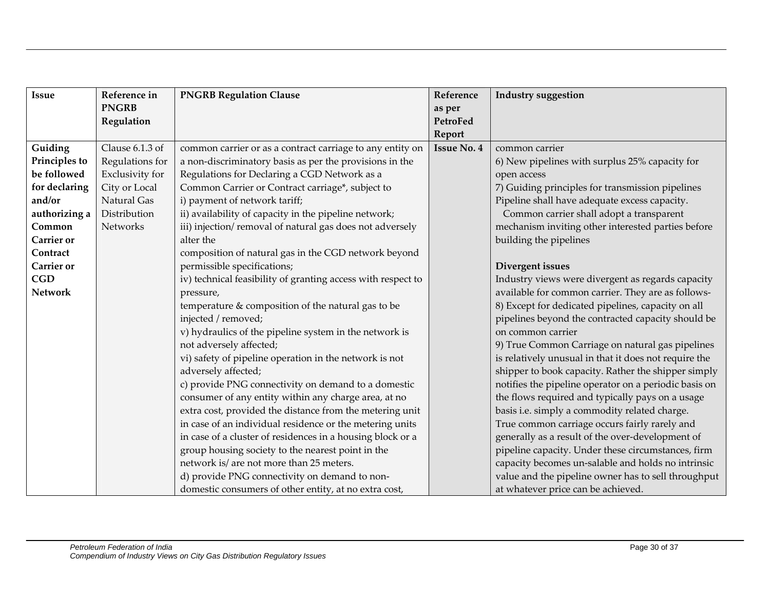| Issue | Reference in PNGRB Regulation | PNGRB Regulation Clause | Reference as per PetroFed Report | Industry suggestion |
|---|---|---|---|---|
| **Guiding Principles to be followed for declaring and/or authorizing a Common Carrier or Contract Carrier or CGD Network** | Clause 6.1.3 of Regulations for Exclusivity for City or Local Natural Gas Distribution Networks | common carrier or as a contract carriage to any entity on a non-discriminatory basis as per the provisions in the Regulations for Declaring a CGD Network as a Common Carrier or Contract carriage*, subject to<br>i) payment of network tariff;<br>ii) availability of capacity in the pipeline network;<br>iii) injection/ removal of natural gas does not adversely alter the<br>composition of natural gas in the CGD network beyond permissible specifications;<br>iv) technical feasibility of granting access with respect to pressure,<br>temperature & composition of the natural gas to be injected / removed;<br>v) hydraulics of the pipeline system in the network is not adversely affected;<br>vi) safety of pipeline operation in the network is not adversely affected;<br>c) provide PNG connectivity on demand to a domestic consumer of any entity within any charge area, at no extra cost, provided the distance from the metering unit in case of an individual residence or the metering units in case of a cluster of residences in a housing block or a group housing society to the nearest point in the network is/ are not more than 25 meters.<br>d) provide PNG connectivity on demand to non-domestic consumers of other entity, at no extra cost, | **Issue No. 4** | common carrier<br>6) New pipelines with surplus 25% capacity for open access<br>7) Guiding principles for transmission pipelines Pipeline shall have adequate excess capacity.<br>Common carrier shall adopt a transparent mechanism inviting other interested parties before building the pipelines<br><br>**Divergent issues**<br>Industry views were divergent as regards capacity available for common carrier. They are as follows-<br>8) Except for dedicated pipelines, capacity on all pipelines beyond the contracted capacity should be on common carrier<br>9) True Common Carriage on natural gas pipelines is relatively unusual in that it does not require the shipper to book capacity. Rather the shipper simply notifies the pipeline operator on a periodic basis on the flows required and typically pays on a usage basis i.e. simply a commodity related charge.<br>True common carriage occurs fairly rarely and generally as a result of the over-development of pipeline capacity. Under these circumstances, firm capacity becomes un-salable and holds no intrinsic value and the pipeline owner has to sell throughput at whatever price can be achieved. |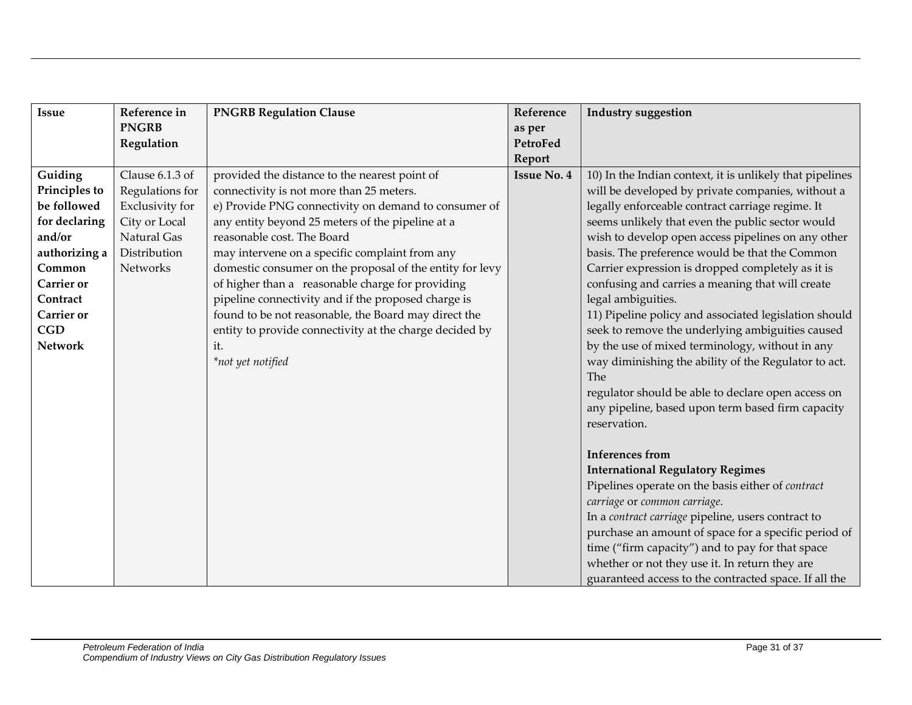| Issue | Reference in PNGRB Regulation | PNGRB Regulation Clause | Reference as per PetroFed Report | Industry suggestion |
|---|---|---|---|---|
| **Guiding Principles to be followed for declaring and/or authorizing a Common Carrier or Contract Carrier or CGD Network** | Clause 6.1.3 of Regulations for Exclusivity for City or Local Natural Gas Distribution Networks | provided the distance to the nearest point of connectivity is not more than 25 meters.<br>e) Provide PNG connectivity on demand to consumer of any entity beyond 25 meters of the pipeline at a reasonable cost. The Board may intervene on a specific complaint from any domestic consumer on the proposal of the entity for levy of higher than a reasonable charge for providing pipeline connectivity and if the proposed charge is found to be not reasonable, the Board may direct the entity to provide connectivity at the charge decided by it.<br>*\*not yet notified* | **Issue No. 4** | 10) In the Indian context, it is unlikely that pipelines will be developed by private companies, without a legally enforceable contract carriage regime. It seems unlikely that even the public sector would wish to develop open access pipelines on any other basis. The preference would be that the Common Carrier expression is dropped completely as it is confusing and carries a meaning that will create legal ambiguities.<br>11) Pipeline policy and associated legislation should seek to remove the underlying ambiguities caused by the use of mixed terminology, without in any way diminishing the ability of the Regulator to act. The regulator should be able to declare open access on any pipeline, based upon term based firm capacity reservation.<br><br>**Inferences from International Regulatory Regimes**<br>Pipelines operate on the basis either of *contract carriage* or *common carriage*.<br>In a *contract carriage* pipeline, users contract to purchase an amount of space for a specific period of time ("firm capacity") and to pay for that space whether or not they use it. In return they are guaranteed access to the contracted space. If all the |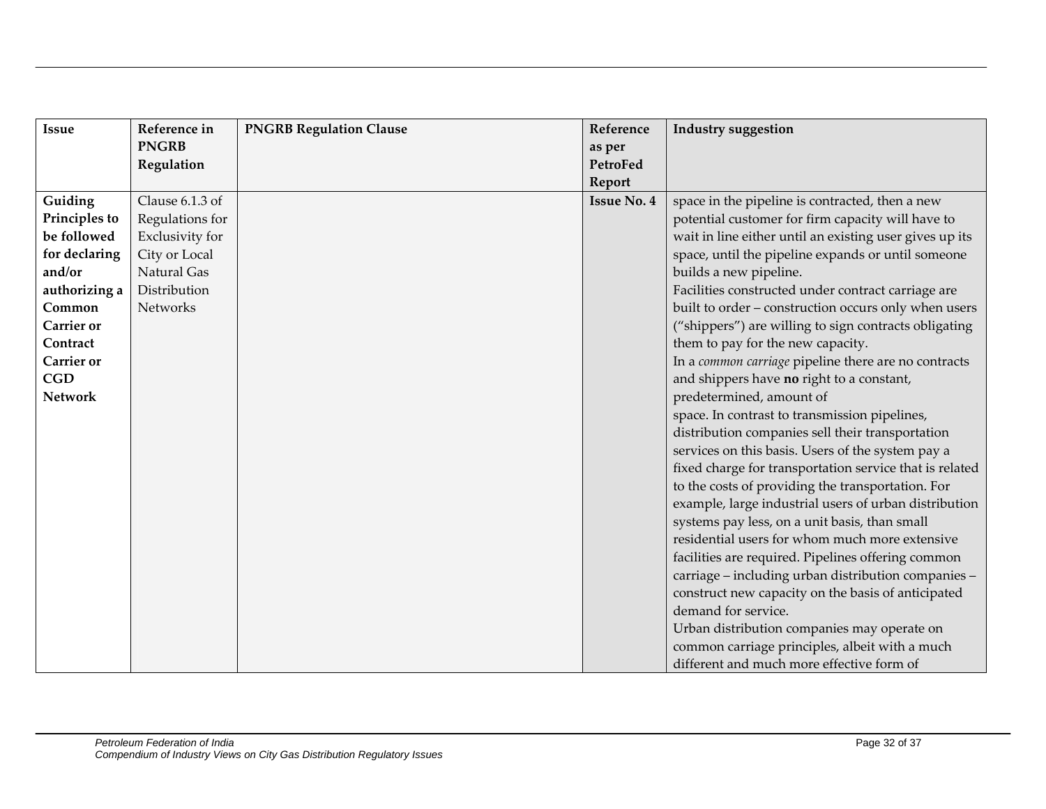| Issue | Reference in PNGRB Regulation | PNGRB Regulation Clause | Reference as per PetroFed Report | Industry suggestion |
|---|---|---|---|---|
| **Guiding Principles to be followed for declaring and/or authorizing a Common Carrier or Contract Carrier or CGD Network** | Clause 6.1.3 of Regulations for Exclusivity for City or Local Natural Gas Distribution Networks | | **Issue No. 4** | space in the pipeline is contracted, then a new potential customer for firm capacity will have to wait in line either until an existing user gives up its space, until the pipeline expands or until someone builds a new pipeline.<br>Facilities constructed under contract carriage are built to order – construction occurs only when users ("shippers") are willing to sign contracts obligating them to pay for the new capacity.<br>In a *common carriage* pipeline there are no contracts and shippers have **no** right to a constant, predetermined, amount of<br>space. In contrast to transmission pipelines, distribution companies sell their transportation services on this basis. Users of the system pay a fixed charge for transportation service that is related to the costs of providing the transportation. For example, large industrial users of urban distribution systems pay less, on a unit basis, than small residential users for whom much more extensive facilities are required. Pipelines offering common carriage – including urban distribution companies – construct new capacity on the basis of anticipated demand for service.<br>Urban distribution companies may operate on common carriage principles, albeit with a much different and much more effective form of |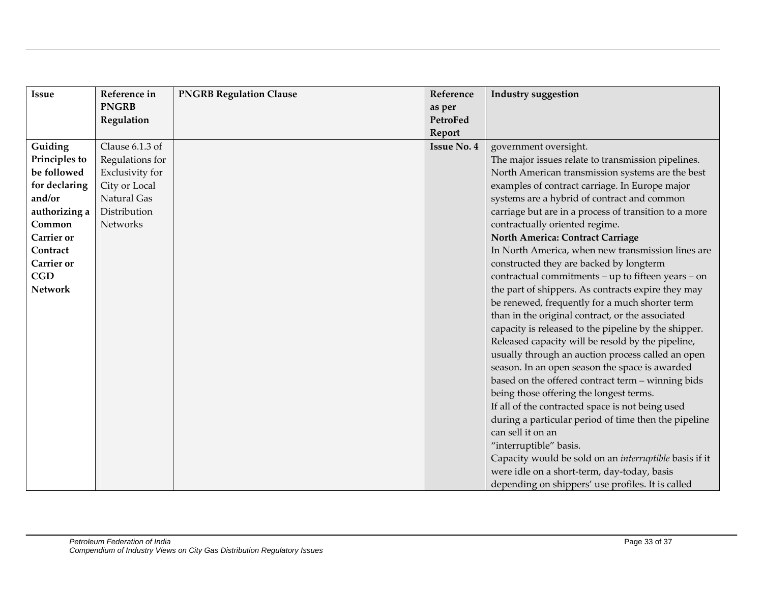| Issue | Reference in PNGRB Regulation | PNGRB Regulation Clause | Reference as per PetroFed Report | Industry suggestion |
|---|---|---|---|---|
| **Guiding Principles to be followed for declaring and/or authorizing a Common Carrier or Contract Carrier or CGD Network** | Clause 6.1.3 of Regulations for Exclusivity for City or Local Natural Gas Distribution Networks | | **Issue No. 4** | government oversight.<br>The major issues relate to transmission pipelines. North American transmission systems are the best examples of contract carriage. In Europe major systems are a hybrid of contract and common carriage but are in a process of transition to a more contractually oriented regime.<br>**North America: Contract Carriage**<br>In North America, when new transmission lines are constructed they are backed by longterm contractual commitments – up to fifteen years – on the part of shippers. As contracts expire they may be renewed, frequently for a much shorter term than in the original contract, or the associated capacity is released to the pipeline by the shipper. Released capacity will be resold by the pipeline, usually through an auction process called an open season. In an open season the space is awarded based on the offered contract term – winning bids being those offering the longest terms.<br>If all of the contracted space is not being used during a particular period of time then the pipeline can sell it on an<br>"interruptible" basis.<br>Capacity would be sold on an *interruptible* basis if it were idle on a short-term, day-today, basis depending on shippers' use profiles. It is called |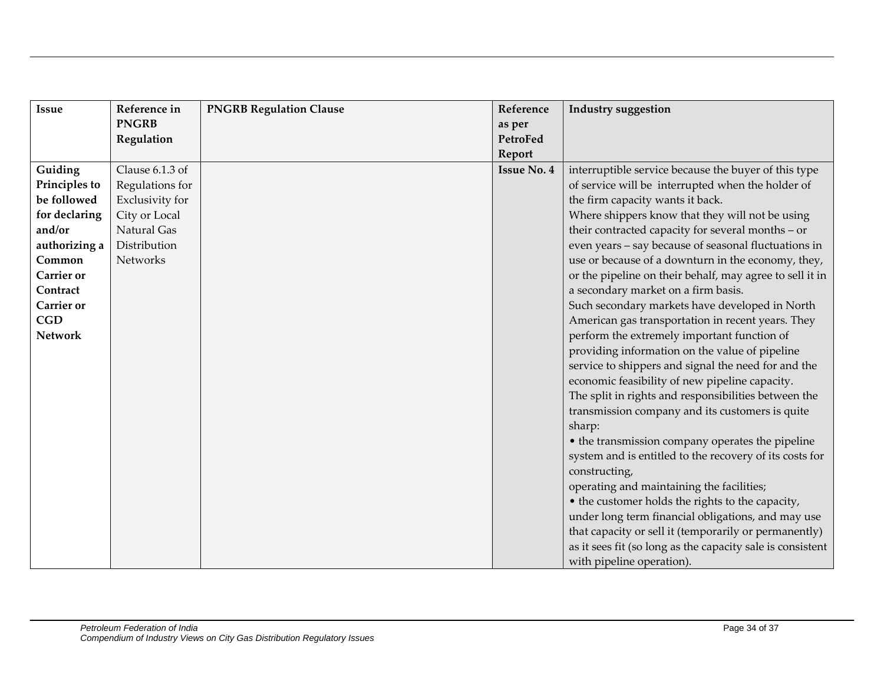| Issue | Reference in PNGRB Regulation | PNGRB Regulation Clause | Reference as per PetroFed Report | Industry suggestion |
|---|---|---|---|---|
| **Guiding Principles to be followed for declaring and/or authorizing a Common Carrier or Contract Carrier or CGD Network** | Clause 6.1.3 of Regulations for Exclusivity for City or Local Natural Gas Distribution Networks | | **Issue No. 4** | interruptible service because the buyer of this type of service will be interrupted when the holder of the firm capacity wants it back.<br>Where shippers know that they will not be using their contracted capacity for several months – or even years – say because of seasonal fluctuations in use or because of a downturn in the economy, they, or the pipeline on their behalf, may agree to sell it in a secondary market on a firm basis.<br>Such secondary markets have developed in North American gas transportation in recent years. They perform the extremely important function of providing information on the value of pipeline service to shippers and signal the need for and the economic feasibility of new pipeline capacity.<br>The split in rights and responsibilities between the transmission company and its customers is quite sharp:<br>• the transmission company operates the pipeline system and is entitled to the recovery of its costs for constructing,<br>operating and maintaining the facilities;<br>• the customer holds the rights to the capacity, under long term financial obligations, and may use that capacity or sell it (temporarily or permanently) as it sees fit (so long as the capacity sale is consistent with pipeline operation). |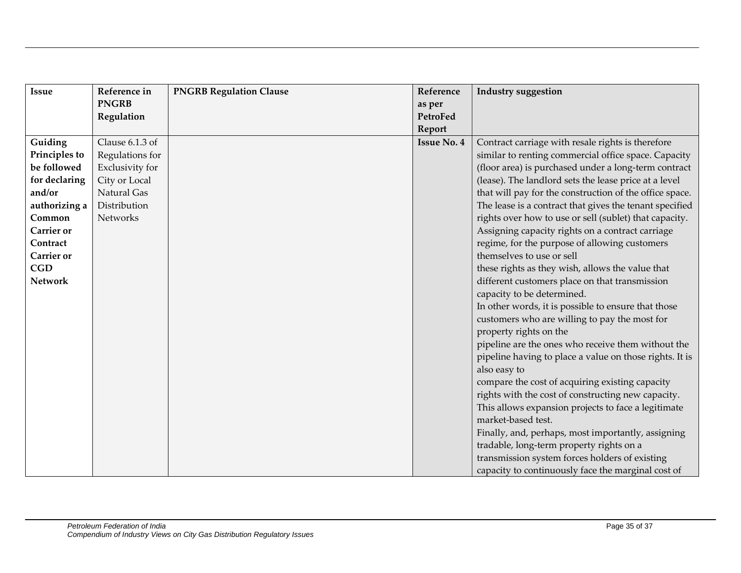| Issue | Reference in PNGRB Regulation | PNGRB Regulation Clause | Reference as per PetroFed Report | Industry suggestion |
|---|---|---|---|---|
| **Guiding Principles to be followed for declaring and/or authorizing a Common Carrier or Contract Carrier or CGD Network** | Clause 6.1.3 of Regulations for Exclusivity for City or Local Natural Gas Distribution Networks | | **Issue No. 4** | Contract carriage with resale rights is therefore similar to renting commercial office space. Capacity (floor area) is purchased under a long-term contract (lease). The landlord sets the lease price at a level that will pay for the construction of the office space. The lease is a contract that gives the tenant specified rights over how to use or sell (sublet) that capacity. Assigning capacity rights on a contract carriage regime, for the purpose of allowing customers themselves to use or sell these rights as they wish, allows the value that different customers place on that transmission capacity to be determined. In other words, it is possible to ensure that those customers who are willing to pay the most for property rights on the pipeline are the ones who receive them without the pipeline having to place a value on those rights. It is also easy to compare the cost of acquiring existing capacity rights with the cost of constructing new capacity. This allows expansion projects to face a legitimate market-based test. Finally, and, perhaps, most importantly, assigning tradable, long-term property rights on a transmission system forces holders of existing capacity to continuously face the marginal cost of |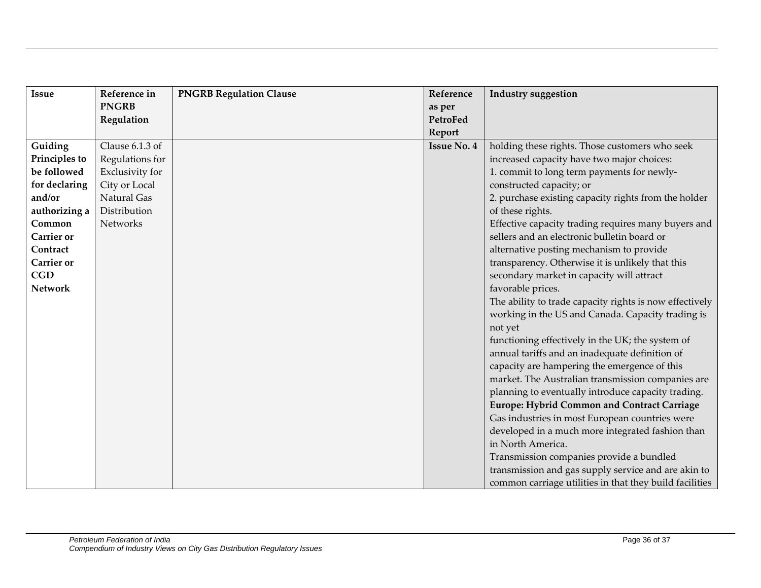| Issue | Reference in PNGRB Regulation | PNGRB Regulation Clause | Reference as per PetroFed Report | Industry suggestion |
|---|---|---|---|---|
| **Guiding Principles to be followed for declaring and/or authorizing a Common Carrier or Contract Carrier or CGD Network** | Clause 6.1.3 of Regulations for Exclusivity for City or Local Natural Gas Distribution Networks | | **Issue No. 4** | holding these rights. Those customers who seek increased capacity have two major choices:<br>1. commit to long term payments for newly-constructed capacity; or<br>2. purchase existing capacity rights from the holder of these rights.<br>Effective capacity trading requires many buyers and sellers and an electronic bulletin board or alternative posting mechanism to provide transparency. Otherwise it is unlikely that this secondary market in capacity will attract favorable prices.<br>The ability to trade capacity rights is now effectively working in the US and Canada. Capacity trading is not yet functioning effectively in the UK; the system of annual tariffs and an inadequate definition of capacity are hampering the emergence of this market. The Australian transmission companies are planning to eventually introduce capacity trading.<br>**Europe: Hybrid Common and Contract Carriage**<br>Gas industries in most European countries were developed in a much more integrated fashion than in North America.<br>Transmission companies provide a bundled transmission and gas supply service and are akin to common carriage utilities in that they build facilities |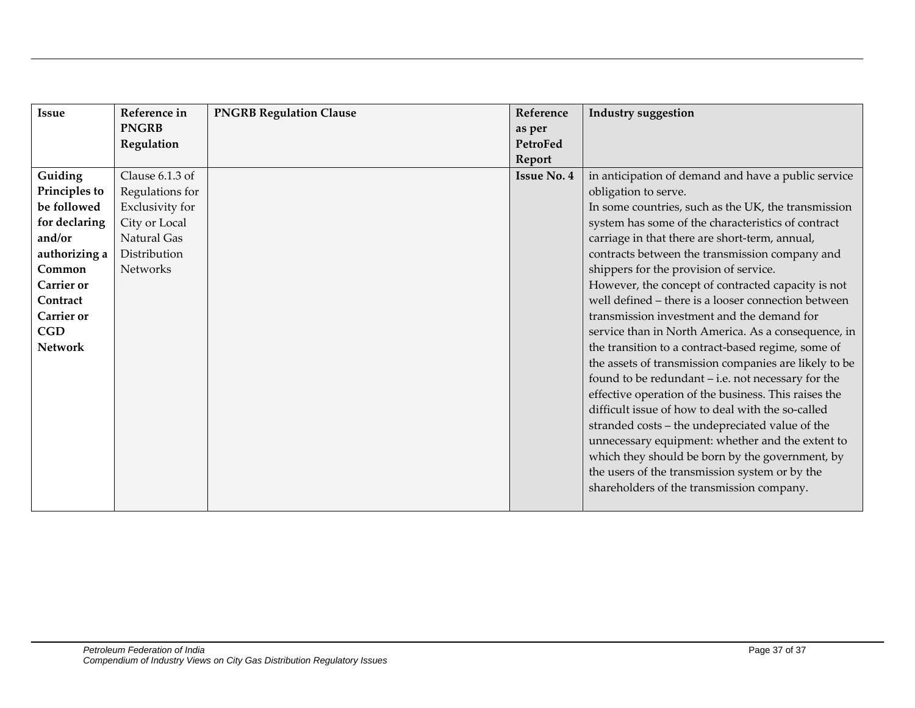| Issue | Reference in PNGRB Regulation | PNGRB Regulation Clause | Reference as per PetroFed Report | Industry suggestion |
|---|---|---|---|---|
| **Guiding Principles to be followed for declaring and/or authorizing a Common Carrier or Contract Carrier or CGD Network** | Clause 6.1.3 of Regulations for Exclusivity for City or Local Natural Gas Distribution Networks | | **Issue No. 4** | in anticipation of demand and have a public service obligation to serve.<br>In some countries, such as the UK, the transmission system has some of the characteristics of contract carriage in that there are short-term, annual, contracts between the transmission company and shippers for the provision of service.<br>However, the concept of contracted capacity is not well defined – there is a looser connection between transmission investment and the demand for service than in North America. As a consequence, in the transition to a contract-based regime, some of the assets of transmission companies are likely to be found to be redundant – i.e. not necessary for the effective operation of the business. This raises the difficult issue of how to deal with the so-called stranded costs – the undepreciated value of the unnecessary equipment: whether and the extent to which they should be born by the government, by the users of the transmission system or by the shareholders of the transmission company. |